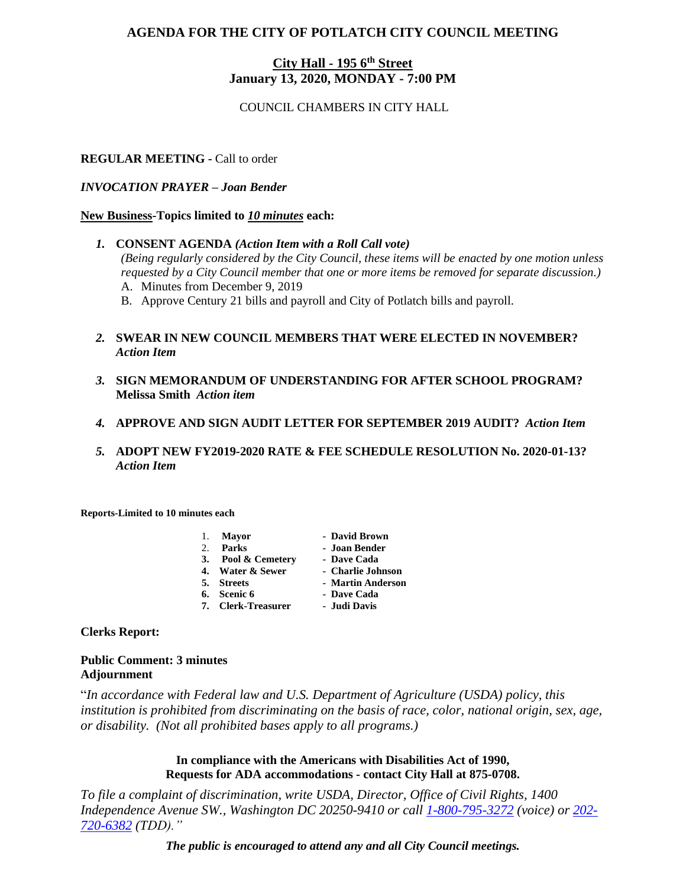# AGENDA FOR THE CITY OF POTLATCH CITY COUNCIL MEETING

## City Hall - 195 6th Street
## January 13, 2020, MONDAY - 7:00 PM

COUNCIL CHAMBERS IN CITY HALL

**REGULAR MEETING -** Call to order

***INVOCATION PRAYER – Joan Bender***

**New Business-Topics limited to *10 minutes* each:**

1. **CONSENT AGENDA *(Action Item with a Roll Call vote)***
   *(Being regularly considered by the City Council, these items will be enacted by one motion unless requested by a City Council member that one or more items be removed for separate discussion.)*
   A. Minutes from December 9, 2019
   B. Approve Century 21 bills and payroll and City of Potlatch bills and payroll.

2. **SWEAR IN NEW COUNCIL MEMBERS THAT WERE ELECTED IN NOVEMBER? *Action Item***

3. **SIGN MEMORANDUM OF UNDERSTANDING FOR AFTER SCHOOL PROGRAM? Melissa Smith *Action item***

4. **APPROVE AND SIGN AUDIT LETTER FOR SEPTEMBER 2019 AUDIT? *Action Item***

5. **ADOPT NEW FY2019-2020 RATE & FEE SCHEDULE RESOLUTION No. 2020-01-13? *Action Item***

**Reports-Limited to 10 minutes each**

1. **Mayor** - **David Brown**
2. **Parks** - **Joan Bender**
3. **Pool & Cemetery** - **Dave Cada**
4. **Water & Sewer** - **Charlie Johnson**
5. **Streets** - **Martin Anderson**
6. **Scenic 6** - **Dave Cada**
7. **Clerk-Treasurer** - **Judi Davis**

**Clerks Report:**

**Public Comment: 3 minutes**
**Adjournment**

"*In accordance with Federal law and U.S. Department of Agriculture (USDA) policy, this institution is prohibited from discriminating on the basis of race, color, national origin, sex, age, or disability. (Not all prohibited bases apply to all programs.)*

**In compliance with the Americans with Disabilities Act of 1990,**
**Requests for ADA accommodations - contact City Hall at 875-0708.**

*To file a complaint of discrimination, write USDA, Director, Office of Civil Rights, 1400 Independence Avenue SW., Washington DC 20250-9410 or call 1-800-795-3272 (voice) or 202-720-6382 (TDD)."*

***The public is encouraged to attend any and all City Council meetings.***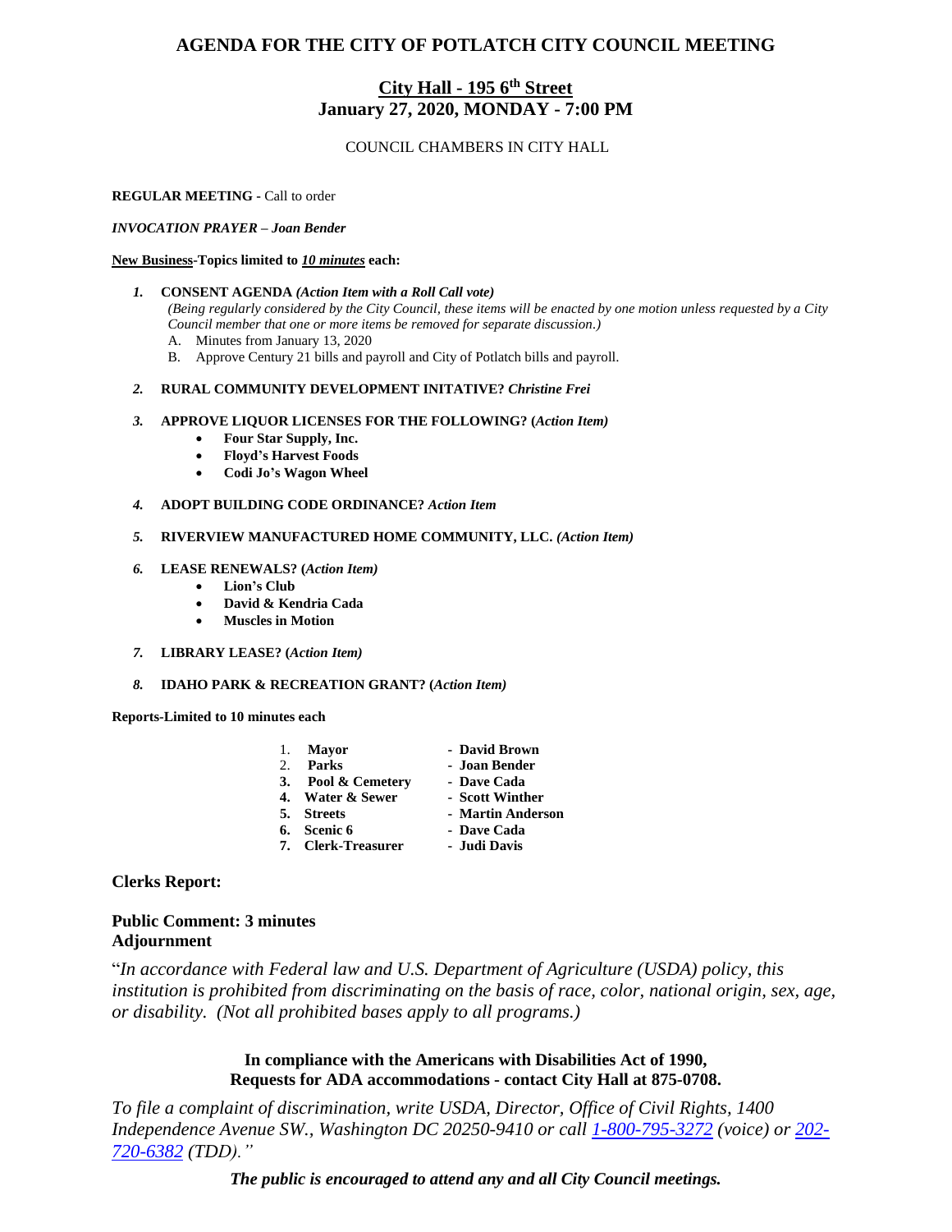# AGENDA FOR THE CITY OF POTLATCH CITY COUNCIL MEETING

## City Hall - 195 6th Street
## January 27, 2020, MONDAY - 7:00 PM

COUNCIL CHAMBERS IN CITY HALL

**REGULAR MEETING -** Call to order

***INVOCATION PRAYER – Joan Bender***

**New Business-Topics limited to *10 minutes* each:**

1. **CONSENT AGENDA *(Action Item with a Roll Call vote)***
   *(Being regularly considered by the City Council, these items will be enacted by one motion unless requested by a City Council member that one or more items be removed for separate discussion.)*
   A. Minutes from January 13, 2020
   B. Approve Century 21 bills and payroll and City of Potlatch bills and payroll.

2. **RURAL COMMUNITY DEVELOPMENT INITATIVE? *Christine Frei***

3. **APPROVE LIQUOR LICENSES FOR THE FOLLOWING? (*Action Item)***
   - **Four Star Supply, Inc.**
   - **Floyd's Harvest Foods**
   - **Codi Jo's Wagon Wheel**

4. **ADOPT BUILDING CODE ORDINANCE? *Action Item***

5. **RIVERVIEW MANUFACTURED HOME COMMUNITY, LLC. *(Action Item)***

6. **LEASE RENEWALS? (*Action Item)***
   - **Lion's Club**
   - **David & Kendria Cada**
   - **Muscles in Motion**

7. **LIBRARY LEASE? (*Action Item)***

8. **IDAHO PARK & RECREATION GRANT? (*Action Item)***

**Reports-Limited to 10 minutes each**

1. **Mayor** - **David Brown**
2. **Parks** - **Joan Bender**
3. **Pool & Cemetery** - **Dave Cada**
4. **Water & Sewer** - **Scott Winther**
5. **Streets** - **Martin Anderson**
6. **Scenic 6** - **Dave Cada**
7. **Clerk-Treasurer** - **Judi Davis**

**Clerks Report:**

**Public Comment: 3 minutes**
**Adjournment**

"*In accordance with Federal law and U.S. Department of Agriculture (USDA) policy, this institution is prohibited from discriminating on the basis of race, color, national origin, sex, age, or disability. (Not all prohibited bases apply to all programs.)*

**In compliance with the Americans with Disabilities Act of 1990, Requests for ADA accommodations - contact City Hall at 875-0708.**

*To file a complaint of discrimination, write USDA, Director, Office of Civil Rights, 1400 Independence Avenue SW., Washington DC 20250-9410 or call 1-800-795-3272 (voice) or 202-720-6382 (TDD)."*

***The public is encouraged to attend any and all City Council meetings.***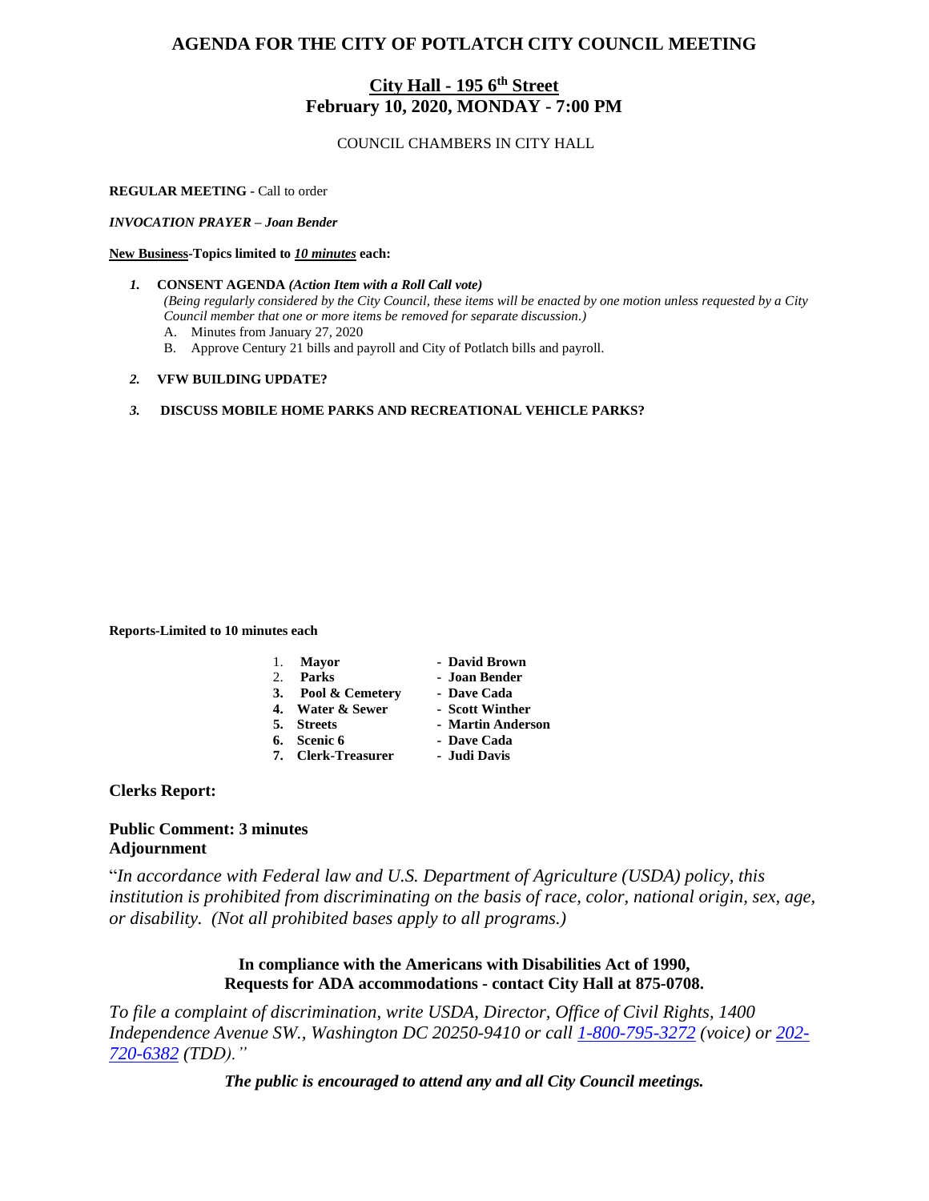# AGENDA FOR THE CITY OF POTLATCH CITY COUNCIL MEETING

## City Hall - 195 6th Street
## February 10, 2020, MONDAY - 7:00 PM

COUNCIL CHAMBERS IN CITY HALL

**REGULAR MEETING -** Call to order

***INVOCATION PRAYER – Joan Bender***

**New Business-Topics limited to *10 minutes* each:**

1. **CONSENT AGENDA *(Action Item with a Roll Call vote)***
   *(Being regularly considered by the City Council, these items will be enacted by one motion unless requested by a City Council member that one or more items be removed for separate discussion.)*
   A. Minutes from January 27, 2020
   B. Approve Century 21 bills and payroll and City of Potlatch bills and payroll.

2. **VFW BUILDING UPDATE?**

3. **DISCUSS MOBILE HOME PARKS AND RECREATIONAL VEHICLE PARKS?**

**Reports-Limited to 10 minutes each**

1. **Mayor** - **David Brown**
2. **Parks** - **Joan Bender**
3. **Pool & Cemetery** - **Dave Cada**
4. **Water & Sewer** - **Scott Winther**
5. **Streets** - **Martin Anderson**
6. **Scenic 6** - **Dave Cada**
7. **Clerk-Treasurer** - **Judi Davis**

**Clerks Report:**

**Public Comment: 3 minutes**
**Adjournment**

"*In accordance with Federal law and U.S. Department of Agriculture (USDA) policy, this institution is prohibited from discriminating on the basis of race, color, national origin, sex, age, or disability. (Not all prohibited bases apply to all programs.)*

**In compliance with the Americans with Disabilities Act of 1990,**
**Requests for ADA accommodations - contact City Hall at 875-0708.**

*To file a complaint of discrimination, write USDA, Director, Office of Civil Rights, 1400 Independence Avenue SW., Washington DC 20250-9410 or call 1-800-795-3272 (voice) or 202-720-6382 (TDD)."*

***The public is encouraged to attend any and all City Council meetings.***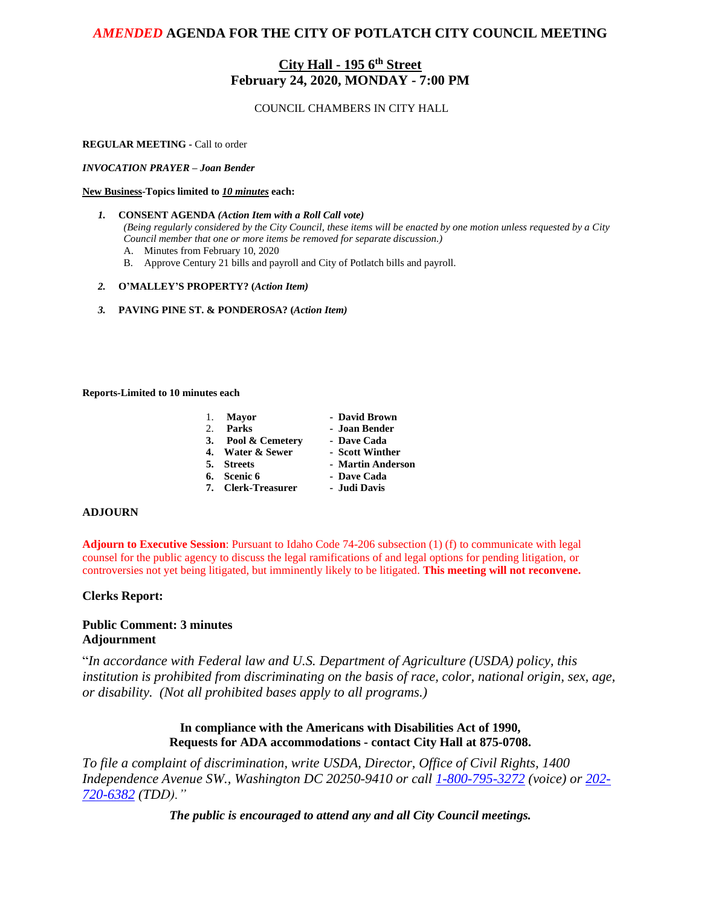# *AMENDED* AGENDA FOR THE CITY OF POTLATCH CITY COUNCIL MEETING

## City Hall - 195 6th Street
## February 24, 2020, MONDAY - 7:00 PM

COUNCIL CHAMBERS IN CITY HALL

**REGULAR MEETING -** Call to order

***INVOCATION PRAYER – Joan Bender***

**New Business-Topics limited to *10 minutes* each:**

1. **CONSENT AGENDA *(Action Item with a Roll Call vote)***
   *(Being regularly considered by the City Council, these items will be enacted by one motion unless requested by a City Council member that one or more items be removed for separate discussion.)*
   A. Minutes from February 10, 2020
   B. Approve Century 21 bills and payroll and City of Potlatch bills and payroll.

2. **O'MALLEY'S PROPERTY? (*Action Item)***

3. **PAVING PINE ST. & PONDEROSA? (*Action Item)***

**Reports-Limited to 10 minutes each**

1. **Mayor** - **David Brown**
2. **Parks** - **Joan Bender**
3. **Pool & Cemetery** - **Dave Cada**
4. **Water & Sewer** - **Scott Winther**
5. **Streets** - **Martin Anderson**
6. **Scenic 6** - **Dave Cada**
7. **Clerk-Treasurer** - **Judi Davis**

**ADJOURN**

**Adjourn to Executive Session**: Pursuant to Idaho Code 74-206 subsection (1) (f) to communicate with legal counsel for the public agency to discuss the legal ramifications of and legal options for pending litigation, or controversies not yet being litigated, but imminently likely to be litigated. **This meeting will not reconvene.**

**Clerks Report:**

**Public Comment: 3 minutes**
**Adjournment**

"*In accordance with Federal law and U.S. Department of Agriculture (USDA) policy, this institution is prohibited from discriminating on the basis of race, color, national origin, sex, age, or disability. (Not all prohibited bases apply to all programs.)*

**In compliance with the Americans with Disabilities Act of 1990,**
**Requests for ADA accommodations - contact City Hall at 875-0708.**

*To file a complaint of discrimination, write USDA, Director, Office of Civil Rights, 1400 Independence Avenue SW., Washington DC 20250-9410 or call 1-800-795-3272 (voice) or 202-720-6382 (TDD)."*

***The public is encouraged to attend any and all City Council meetings.***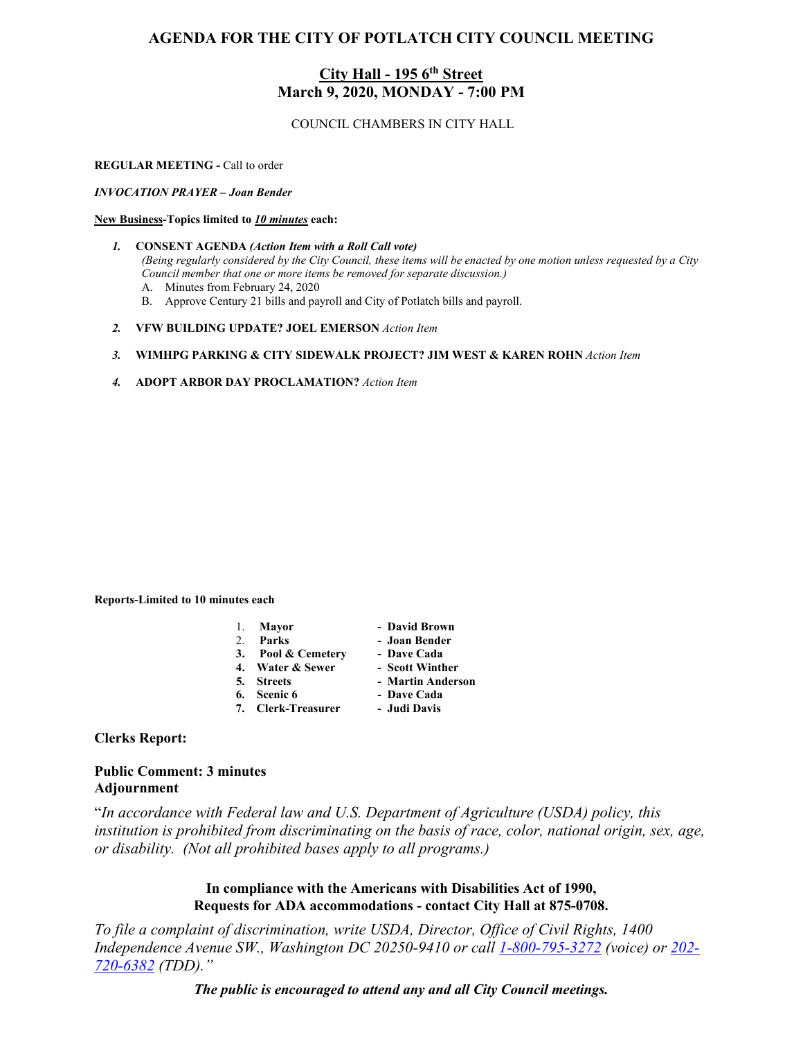# AGENDA FOR THE CITY OF POTLATCH CITY COUNCIL MEETING

## City Hall - 195 6th Street
## March 9, 2020, MONDAY - 7:00 PM

COUNCIL CHAMBERS IN CITY HALL

**REGULAR MEETING -** Call to order

***INVOCATION PRAYER – Joan Bender***

**New Business-Topics limited to *10 minutes* each:**

1. **CONSENT AGENDA *(Action Item with a Roll Call vote)***
   *(Being regularly considered by the City Council, these items will be enacted by one motion unless requested by a City Council member that one or more items be removed for separate discussion.)*
   A. Minutes from February 24, 2020
   B. Approve Century 21 bills and payroll and City of Potlatch bills and payroll.

2. **VFW BUILDING UPDATE? JOEL EMERSON** *Action Item*

3. **WIMHPG PARKING & CITY SIDEWALK PROJECT? JIM WEST & KAREN ROHN** *Action Item*

4. **ADOPT ARBOR DAY PROCLAMATION?** *Action Item*

**Reports-Limited to 10 minutes each**

1. **Mayor** - **David Brown**
2. **Parks** - **Joan Bender**
3. **Pool & Cemetery** - **Dave Cada**
4. **Water & Sewer** - **Scott Winther**
5. **Streets** - **Martin Anderson**
6. **Scenic 6** - **Dave Cada**
7. **Clerk-Treasurer** - **Judi Davis**

**Clerks Report:**

**Public Comment: 3 minutes**
**Adjournment**

"*In accordance with Federal law and U.S. Department of Agriculture (USDA) policy, this institution is prohibited from discriminating on the basis of race, color, national origin, sex, age, or disability. (Not all prohibited bases apply to all programs.)*

**In compliance with the Americans with Disabilities Act of 1990, Requests for ADA accommodations - contact City Hall at 875-0708.**

*To file a complaint of discrimination, write USDA, Director, Office of Civil Rights, 1400 Independence Avenue SW., Washington DC 20250-9410 or call 1-800-795-3272 (voice) or 202-720-6382 (TDD)."*

***The public is encouraged to attend any and all City Council meetings.***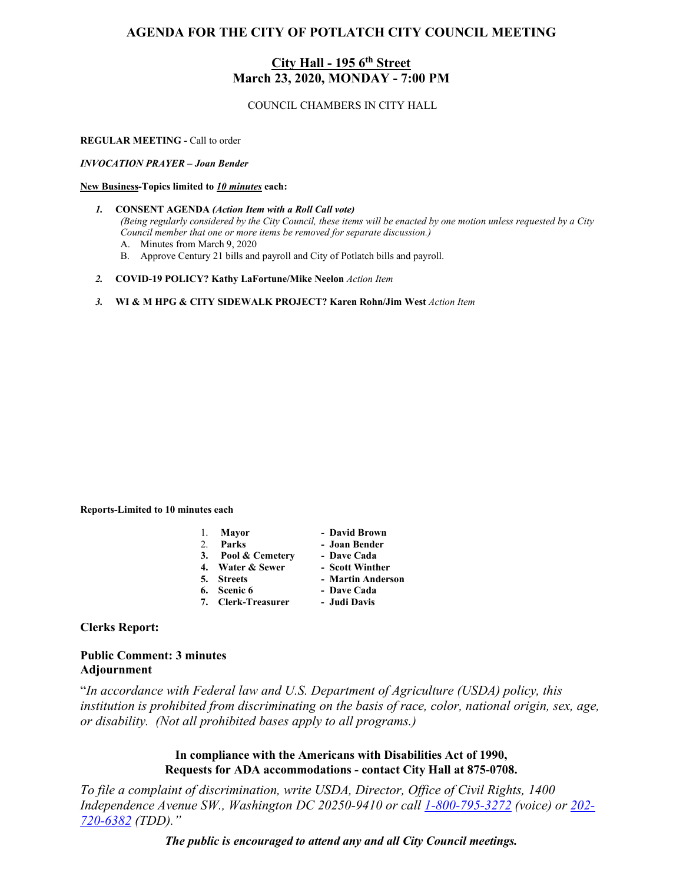# AGENDA FOR THE CITY OF POTLATCH CITY COUNCIL MEETING

## City Hall - 195 6th Street
## March 23, 2020, MONDAY - 7:00 PM

COUNCIL CHAMBERS IN CITY HALL

**REGULAR MEETING -** Call to order

***INVOCATION PRAYER – Joan Bender***

**New Business-Topics limited to *10 minutes* each:**

1. **CONSENT AGENDA *(Action Item with a Roll Call vote)***
   *(Being regularly considered by the City Council, these items will be enacted by one motion unless requested by a City Council member that one or more items be removed for separate discussion.)*
   A. Minutes from March 9, 2020
   B. Approve Century 21 bills and payroll and City of Potlatch bills and payroll.

2. **COVID-19 POLICY? Kathy LaFortune/Mike Neelon** *Action Item*

3. **WI & M HPG & CITY SIDEWALK PROJECT? Karen Rohn/Jim West** *Action Item*

**Reports-Limited to 10 minutes each**

1. **Mayor** - **David Brown**
2. **Parks** - **Joan Bender**
3. **Pool & Cemetery** - **Dave Cada**
4. **Water & Sewer** - **Scott Winther**
5. **Streets** - **Martin Anderson**
6. **Scenic 6** - **Dave Cada**
7. **Clerk-Treasurer** - **Judi Davis**

**Clerks Report:**

**Public Comment: 3 minutes**
**Adjournment**

"*In accordance with Federal law and U.S. Department of Agriculture (USDA) policy, this institution is prohibited from discriminating on the basis of race, color, national origin, sex, age, or disability. (Not all prohibited bases apply to all programs.)*

**In compliance with the Americans with Disabilities Act of 1990, Requests for ADA accommodations - contact City Hall at 875-0708.**

*To file a complaint of discrimination, write USDA, Director, Office of Civil Rights, 1400 Independence Avenue SW., Washington DC 20250-9410 or call 1-800-795-3272 (voice) or 202-720-6382 (TDD)."*

***The public is encouraged to attend any and all City Council meetings.***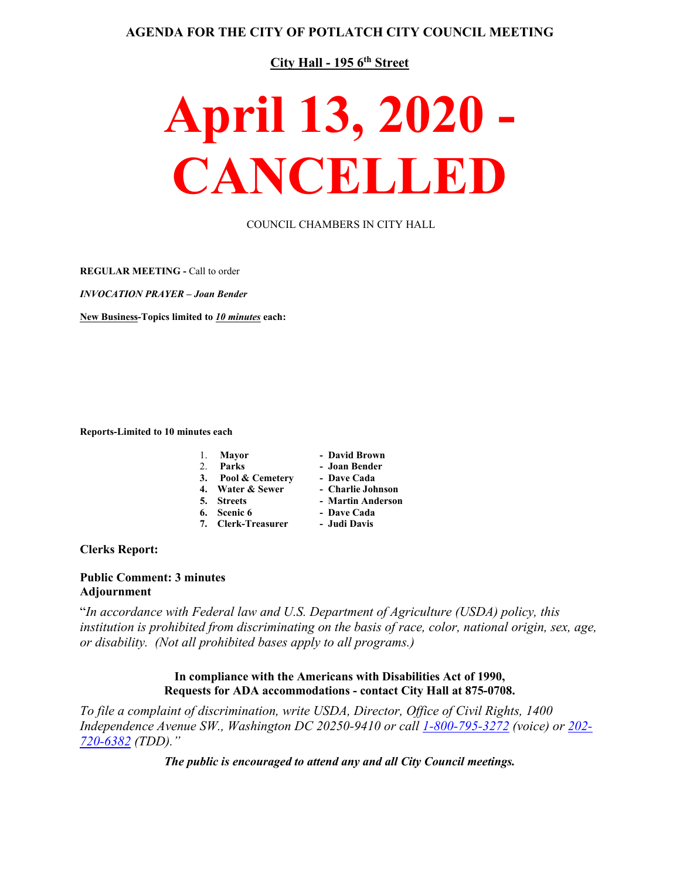**AGENDA FOR THE CITY OF POTLATCH CITY COUNCIL MEETING**

**City Hall - 195 6th Street**

# April 13, 2020 - CANCELLED

COUNCIL CHAMBERS IN CITY HALL

**REGULAR MEETING -** Call to order

***INVOCATION PRAYER – Joan Bender***

**New Business-Topics limited to *10 minutes* each:**

**Reports-Limited to 10 minutes each**

1. **Mayor** - **David Brown**
2. **Parks** - **Joan Bender**
3. **Pool & Cemetery** - **Dave Cada**
4. **Water & Sewer** - **Charlie Johnson**
5. **Streets** - **Martin Anderson**
6. **Scenic 6** - **Dave Cada**
7. **Clerk-Treasurer** - **Judi Davis**

**Clerks Report:**

**Public Comment: 3 minutes**
**Adjournment**

"*In accordance with Federal law and U.S. Department of Agriculture (USDA) policy, this institution is prohibited from discriminating on the basis of race, color, national origin, sex, age, or disability. (Not all prohibited bases apply to all programs.)*

**In compliance with the Americans with Disabilities Act of 1990,**
**Requests for ADA accommodations - contact City Hall at 875-0708.**

*To file a complaint of discrimination, write USDA, Director, Office of Civil Rights, 1400 Independence Avenue SW., Washington DC 20250-9410 or call 1-800-795-3272 (voice) or 202-720-6382 (TDD)."*

***The public is encouraged to attend any and all City Council meetings.***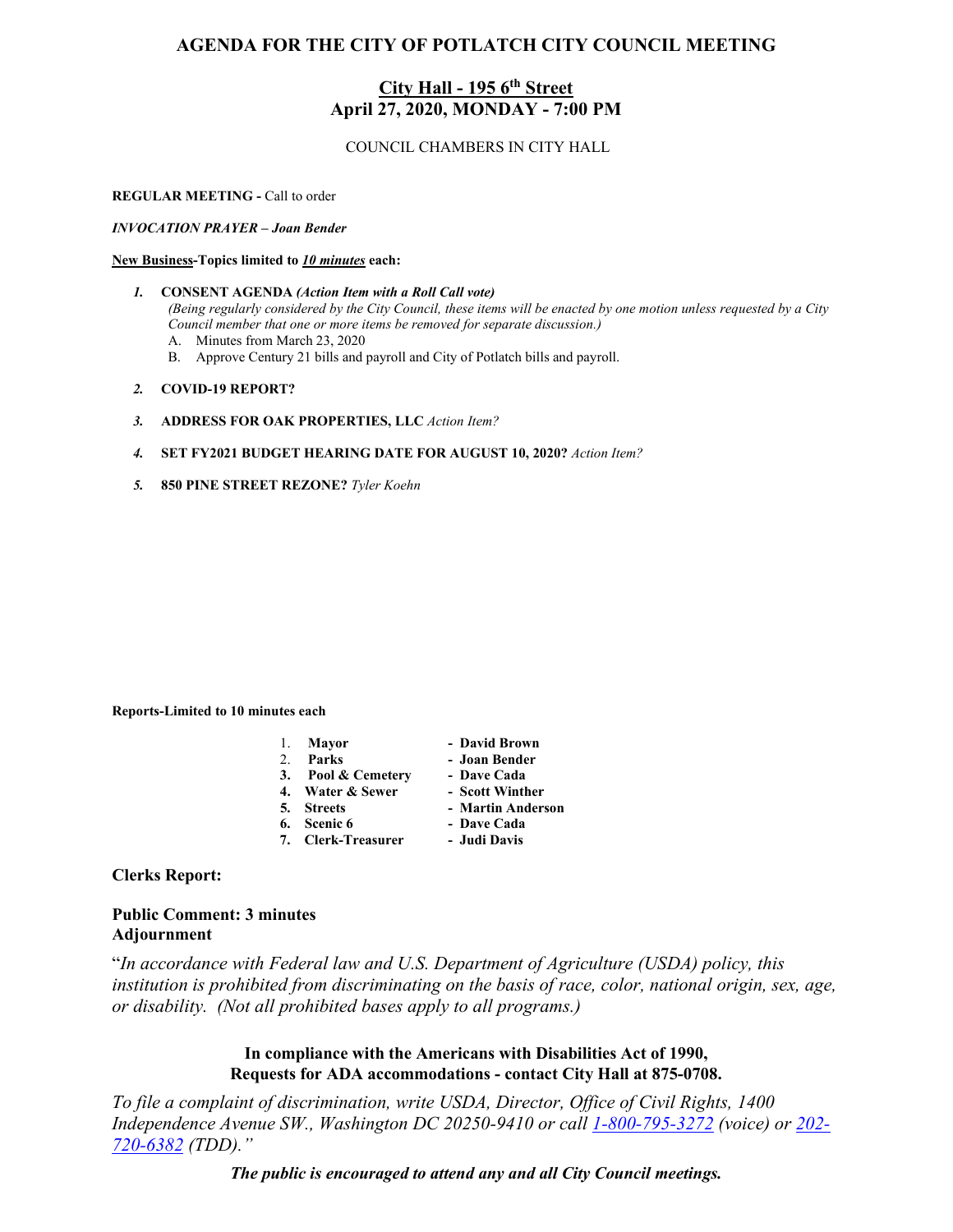## AGENDA FOR THE CITY OF POTLATCH CITY COUNCIL MEETING

### City Hall - 195 6th Street
### April 27, 2020, MONDAY - 7:00 PM

COUNCIL CHAMBERS IN CITY HALL

**REGULAR MEETING -** Call to order

***INVOCATION PRAYER – Joan Bender***

**New Business-Topics limited to *10 minutes* each:**

1. **CONSENT AGENDA *(Action Item with a Roll Call vote)***
   *(Being regularly considered by the City Council, these items will be enacted by one motion unless requested by a City Council member that one or more items be removed for separate discussion.)*
   A. Minutes from March 23, 2020
   B. Approve Century 21 bills and payroll and City of Potlatch bills and payroll.

2. **COVID-19 REPORT?**

3. **ADDRESS FOR OAK PROPERTIES, LLC** *Action Item?*

4. **SET FY2021 BUDGET HEARING DATE FOR AUGUST 10, 2020?** *Action Item?*

5. **850 PINE STREET REZONE?** *Tyler Koehn*

**Reports-Limited to 10 minutes each**

1. **Mayor** - **David Brown**
2. **Parks** - **Joan Bender**
3. **Pool & Cemetery** - **Dave Cada**
4. **Water & Sewer** - **Scott Winther**
5. **Streets** - **Martin Anderson**
6. **Scenic 6** - **Dave Cada**
7. **Clerk-Treasurer** - **Judi Davis**

**Clerks Report:**

**Public Comment: 3 minutes**
**Adjournment**

"*In accordance with Federal law and U.S. Department of Agriculture (USDA) policy, this institution is prohibited from discriminating on the basis of race, color, national origin, sex, age, or disability. (Not all prohibited bases apply to all programs.)*

**In compliance with the Americans with Disabilities Act of 1990,**
**Requests for ADA accommodations - contact City Hall at 875-0708.**

*To file a complaint of discrimination, write USDA, Director, Office of Civil Rights, 1400 Independence Avenue SW., Washington DC 20250-9410 or call 1-800-795-3272 (voice) or 202-720-6382 (TDD)."*

***The public is encouraged to attend any and all City Council meetings.***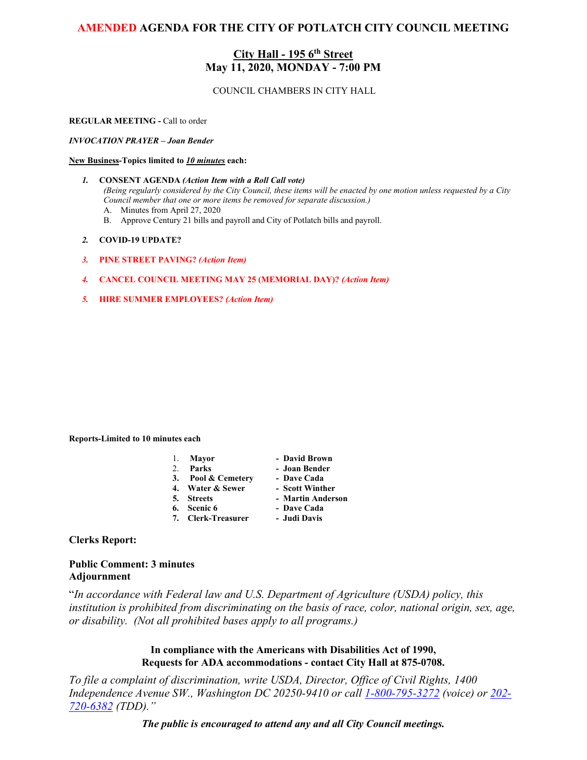# AMENDED AGENDA FOR THE CITY OF POTLATCH CITY COUNCIL MEETING

## City Hall - 195 6th Street
## May 11, 2020, MONDAY - 7:00 PM

COUNCIL CHAMBERS IN CITY HALL

**REGULAR MEETING -** Call to order

***INVOCATION PRAYER – Joan Bender***

**New Business-Topics limited to *10 minutes* each:**

1. **CONSENT AGENDA *(Action Item with a Roll Call vote)***
   *(Being regularly considered by the City Council, these items will be enacted by one motion unless requested by a City Council member that one or more items be removed for separate discussion.)*
   A. Minutes from April 27, 2020
   B. Approve Century 21 bills and payroll and City of Potlatch bills and payroll.

2. **COVID-19 UPDATE?**

3. **PINE STREET PAVING? *(Action Item)***

4. **CANCEL COUNCIL MEETING MAY 25 (MEMORIAL DAY)? *(Action Item)***

5. **HIRE SUMMER EMPLOYEES? *(Action Item)***

**Reports-Limited to 10 minutes each**

1. **Mayor** - **David Brown**
2. **Parks** - **Joan Bender**
3. **Pool & Cemetery** - **Dave Cada**
4. **Water & Sewer** - **Scott Winther**
5. **Streets** - **Martin Anderson**
6. **Scenic 6** - **Dave Cada**
7. **Clerk-Treasurer** - **Judi Davis**

**Clerks Report:**

**Public Comment: 3 minutes**
**Adjournment**

"*In accordance with Federal law and U.S. Department of Agriculture (USDA) policy, this institution is prohibited from discriminating on the basis of race, color, national origin, sex, age, or disability. (Not all prohibited bases apply to all programs.)*

**In compliance with the Americans with Disabilities Act of 1990,**
**Requests for ADA accommodations - contact City Hall at 875-0708.**

*To file a complaint of discrimination, write USDA, Director, Office of Civil Rights, 1400 Independence Avenue SW., Washington DC 20250-9410 or call 1-800-795-3272 (voice) or 202-720-6382 (TDD)."*

***The public is encouraged to attend any and all City Council meetings.***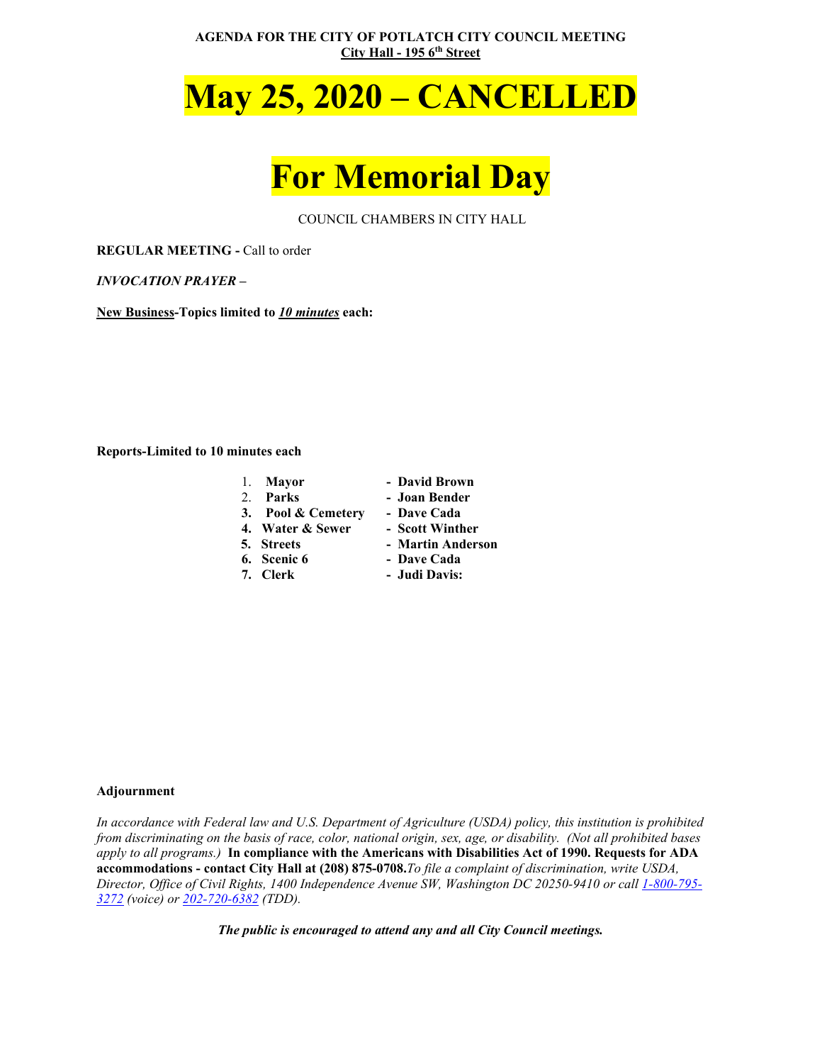**AGENDA FOR THE CITY OF POTLATCH CITY COUNCIL MEETING**
**City Hall - 195 6th Street**

# May 25, 2020 – CANCELLED

# For Memorial Day

COUNCIL CHAMBERS IN CITY HALL

**REGULAR MEETING -** Call to order

***INVOCATION PRAYER –***

**New Business-Topics limited to *10 minutes* each:**

**Reports-Limited to 10 minutes each**

1. **Mayor** - **David Brown**
2. **Parks** - **Joan Bender**
3. **Pool & Cemetery** - **Dave Cada**
4. **Water & Sewer** - **Scott Winther**
5. **Streets** - **Martin Anderson**
6. **Scenic 6** - **Dave Cada**
7. **Clerk** - **Judi Davis:**

**Adjournment**

*In accordance with Federal law and U.S. Department of Agriculture (USDA) policy, this institution is prohibited from discriminating on the basis of race, color, national origin, sex, age, or disability. (Not all prohibited bases apply to all programs.)* **In compliance with the Americans with Disabilities Act of 1990. Requests for ADA accommodations - contact City Hall at (208) 875-0708.** *To file a complaint of discrimination, write USDA, Director, Office of Civil Rights, 1400 Independence Avenue SW, Washington DC 20250-9410 or call 1-800-795-3272 (voice) or 202-720-6382 (TDD).*

***The public is encouraged to attend any and all City Council meetings.***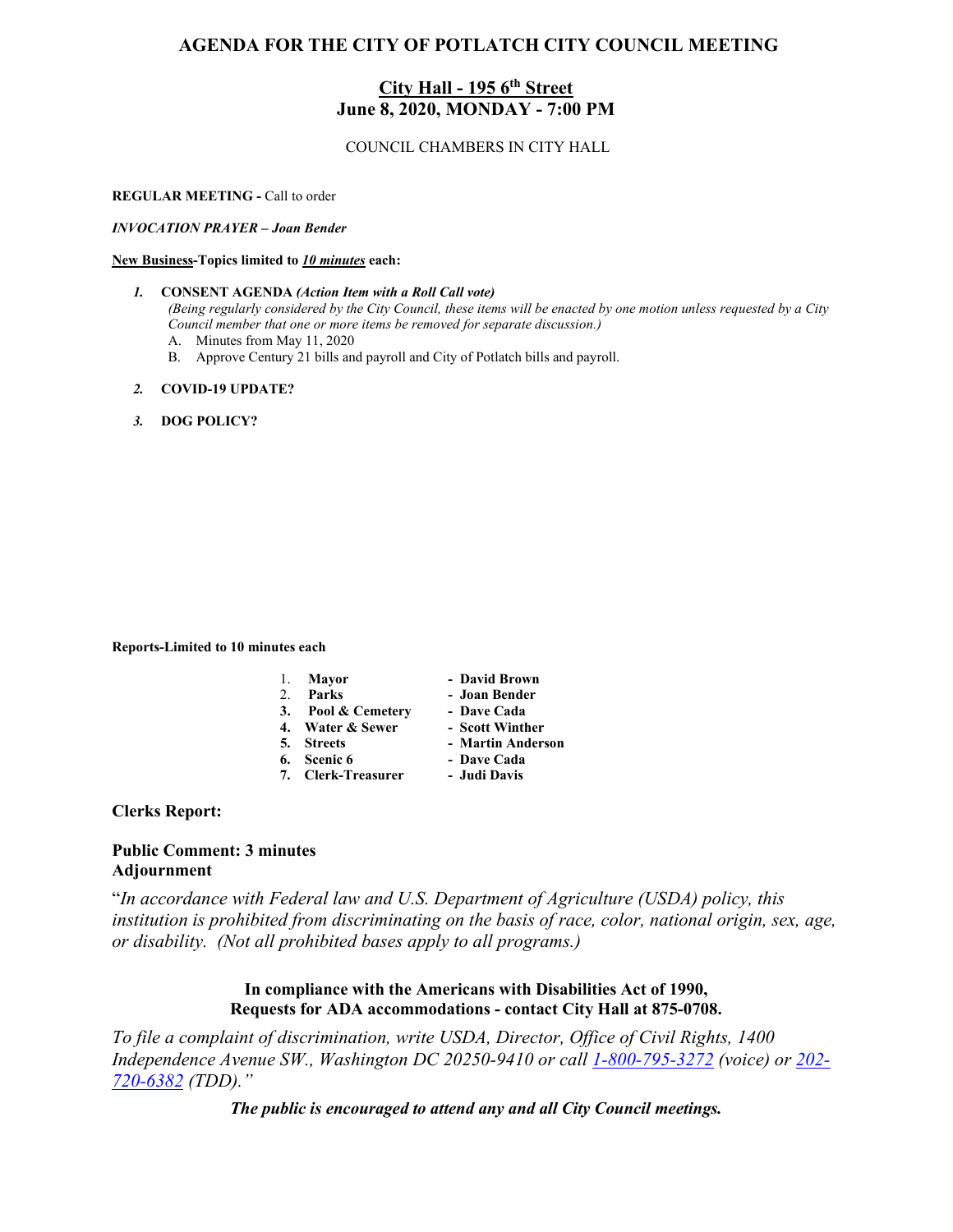# AGENDA FOR THE CITY OF POTLATCH CITY COUNCIL MEETING

## City Hall - 195 6th Street
## June 8, 2020, MONDAY - 7:00 PM

COUNCIL CHAMBERS IN CITY HALL

**REGULAR MEETING -** Call to order

***INVOCATION PRAYER – Joan Bender***

**New Business-Topics limited to *10 minutes* each:**

1. **CONSENT AGENDA** ***(Action Item with a Roll Call vote)***
   *(Being regularly considered by the City Council, these items will be enacted by one motion unless requested by a City Council member that one or more items be removed for separate discussion.)*
   A. Minutes from May 11, 2020
   B. Approve Century 21 bills and payroll and City of Potlatch bills and payroll.

2. **COVID-19 UPDATE?**

3. **DOG POLICY?**

**Reports-Limited to 10 minutes each**

1. **Mayor** - **David Brown**
2. **Parks** - **Joan Bender**
3. **Pool & Cemetery** - **Dave Cada**
4. **Water & Sewer** - **Scott Winther**
5. **Streets** - **Martin Anderson**
6. **Scenic 6** - **Dave Cada**
7. **Clerk-Treasurer** - **Judi Davis**

**Clerks Report:**

**Public Comment: 3 minutes**
**Adjournment**

"*In accordance with Federal law and U.S. Department of Agriculture (USDA) policy, this institution is prohibited from discriminating on the basis of race, color, national origin, sex, age, or disability. (Not all prohibited bases apply to all programs.)*

**In compliance with the Americans with Disabilities Act of 1990,**
**Requests for ADA accommodations - contact City Hall at 875-0708.**

*To file a complaint of discrimination, write USDA, Director, Office of Civil Rights, 1400 Independence Avenue SW., Washington DC 20250-9410 or call 1-800-795-3272 (voice) or 202-720-6382 (TDD)."*

***The public is encouraged to attend any and all City Council meetings.***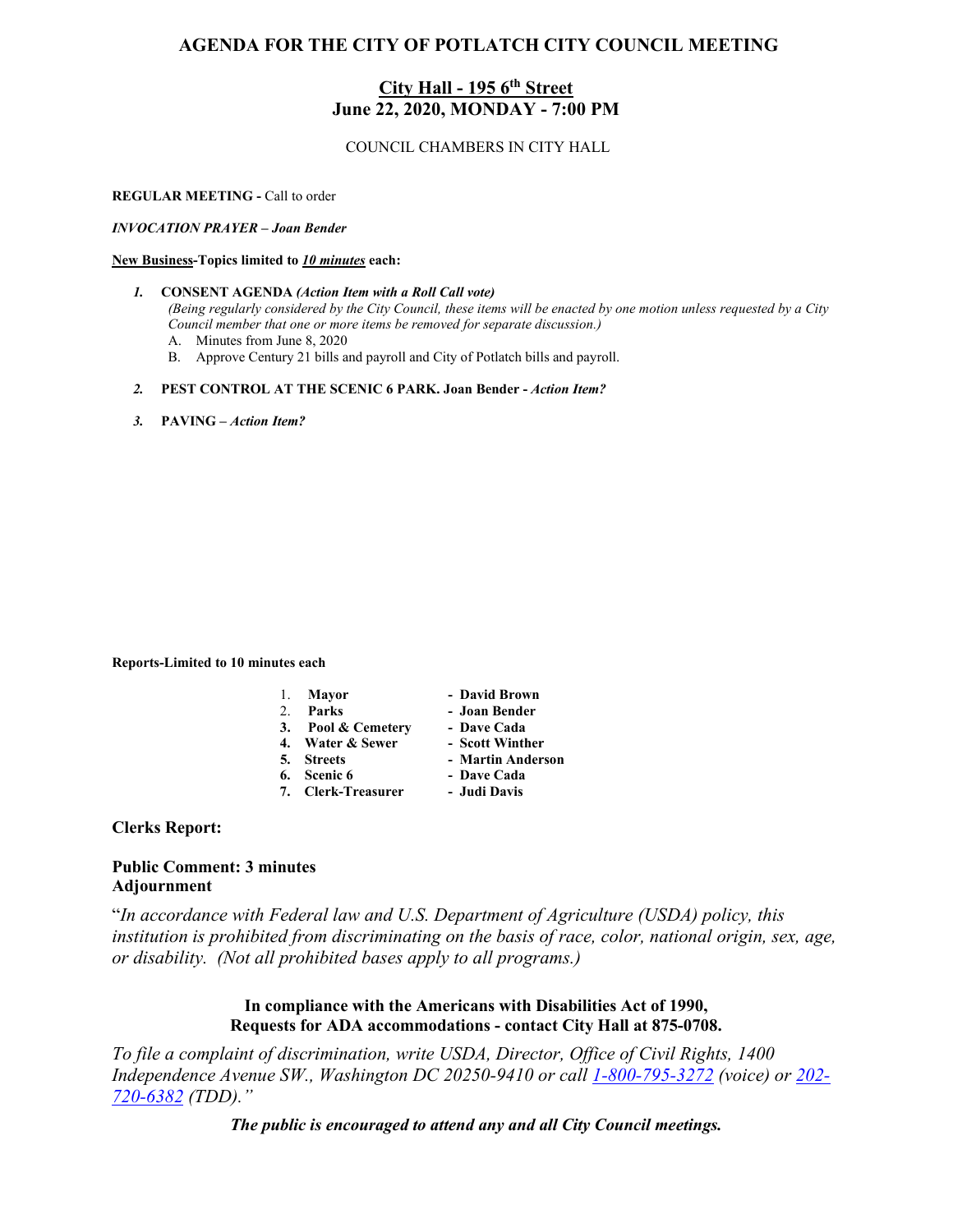# AGENDA FOR THE CITY OF POTLATCH CITY COUNCIL MEETING

## City Hall - 195 6th Street
## June 22, 2020, MONDAY - 7:00 PM

COUNCIL CHAMBERS IN CITY HALL

**REGULAR MEETING -** Call to order

***INVOCATION PRAYER – Joan Bender***

**New Business-Topics limited to *10 minutes* each:**

1. **CONSENT AGENDA *(Action Item with a Roll Call vote)***
   *(Being regularly considered by the City Council, these items will be enacted by one motion unless requested by a City Council member that one or more items be removed for separate discussion.)*
   A. Minutes from June 8, 2020
   B. Approve Century 21 bills and payroll and City of Potlatch bills and payroll.

2. **PEST CONTROL AT THE SCENIC 6 PARK. Joan Bender - *Action Item?***

3. **PAVING – *Action Item?***

**Reports-Limited to 10 minutes each**

| | | |
|---|---|---|
| 1. | **Mayor** | **- David Brown** |
| 2. | **Parks** | **- Joan Bender** |
| **3.** | **Pool & Cemetery** | **- Dave Cada** |
| **4.** | **Water & Sewer** | **- Scott Winther** |
| **5.** | **Streets** | **- Martin Anderson** |
| **6.** | **Scenic 6** | **- Dave Cada** |
| **7.** | **Clerk-Treasurer** | **- Judi Davis** |

**Clerks Report:**

**Public Comment: 3 minutes**
**Adjournment**

"*In accordance with Federal law and U.S. Department of Agriculture (USDA) policy, this institution is prohibited from discriminating on the basis of race, color, national origin, sex, age, or disability. (Not all prohibited bases apply to all programs.)*

**In compliance with the Americans with Disabilities Act of 1990,
Requests for ADA accommodations - contact City Hall at 875-0708.**

*To file a complaint of discrimination, write USDA, Director, Office of Civil Rights, 1400 Independence Avenue SW., Washington DC 20250-9410 or call 1-800-795-3272 (voice) or 202-720-6382 (TDD)."*

***The public is encouraged to attend any and all City Council meetings.***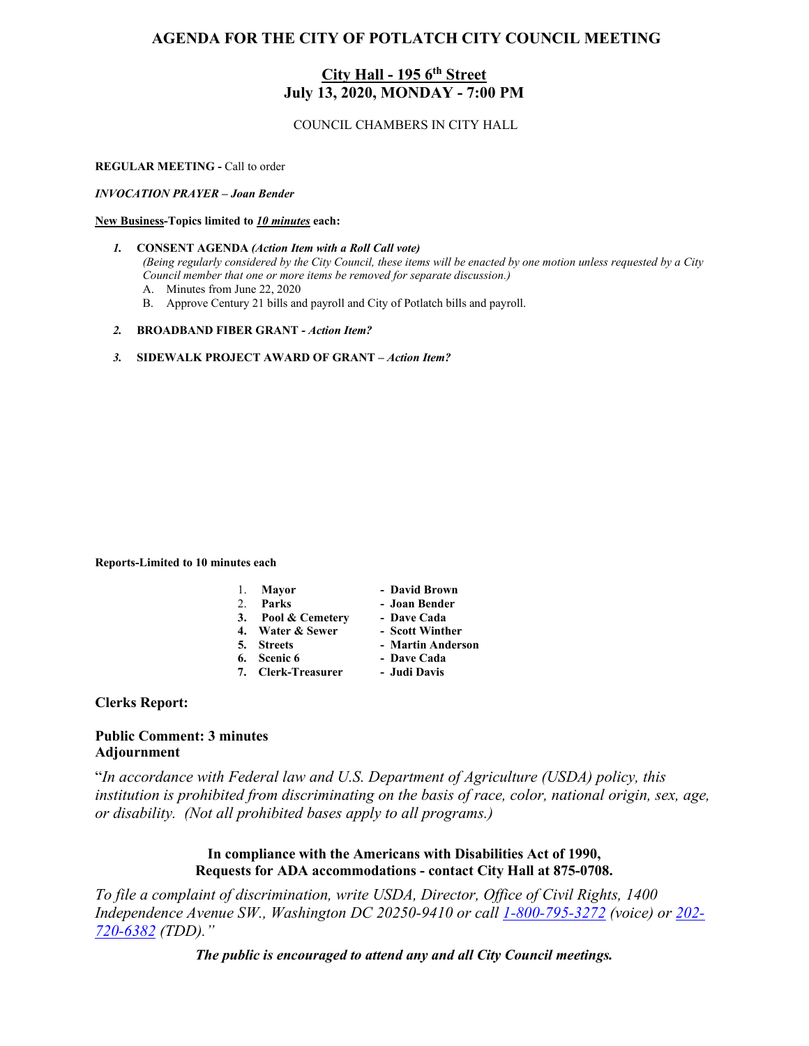# AGENDA FOR THE CITY OF POTLATCH CITY COUNCIL MEETING

## City Hall - 195 6th Street
## July 13, 2020, MONDAY - 7:00 PM

COUNCIL CHAMBERS IN CITY HALL

**REGULAR MEETING -** Call to order

***INVOCATION PRAYER – Joan Bender***

**New Business-Topics limited to *10 minutes* each:**

1. **CONSENT AGENDA *(Action Item with a Roll Call vote)***
   *(Being regularly considered by the City Council, these items will be enacted by one motion unless requested by a City Council member that one or more items be removed for separate discussion.)*
   A. Minutes from June 22, 2020
   B. Approve Century 21 bills and payroll and City of Potlatch bills and payroll.

2. **BROADBAND FIBER GRANT - *Action Item?***

3. **SIDEWALK PROJECT AWARD OF GRANT – *Action Item?***

**Reports-Limited to 10 minutes each**

1. **Mayor** - **David Brown**
2. **Parks** - **Joan Bender**
3. **Pool & Cemetery** - **Dave Cada**
4. **Water & Sewer** - **Scott Winther**
5. **Streets** - **Martin Anderson**
6. **Scenic 6** - **Dave Cada**
7. **Clerk-Treasurer** - **Judi Davis**

**Clerks Report:**

**Public Comment: 3 minutes**
**Adjournment**

"*In accordance with Federal law and U.S. Department of Agriculture (USDA) policy, this institution is prohibited from discriminating on the basis of race, color, national origin, sex, age, or disability. (Not all prohibited bases apply to all programs.)*

**In compliance with the Americans with Disabilities Act of 1990, Requests for ADA accommodations - contact City Hall at 875-0708.**

*To file a complaint of discrimination, write USDA, Director, Office of Civil Rights, 1400 Independence Avenue SW., Washington DC 20250-9410 or call 1-800-795-3272 (voice) or 202-720-6382 (TDD)."*

***The public is encouraged to attend any and all City Council meetings.***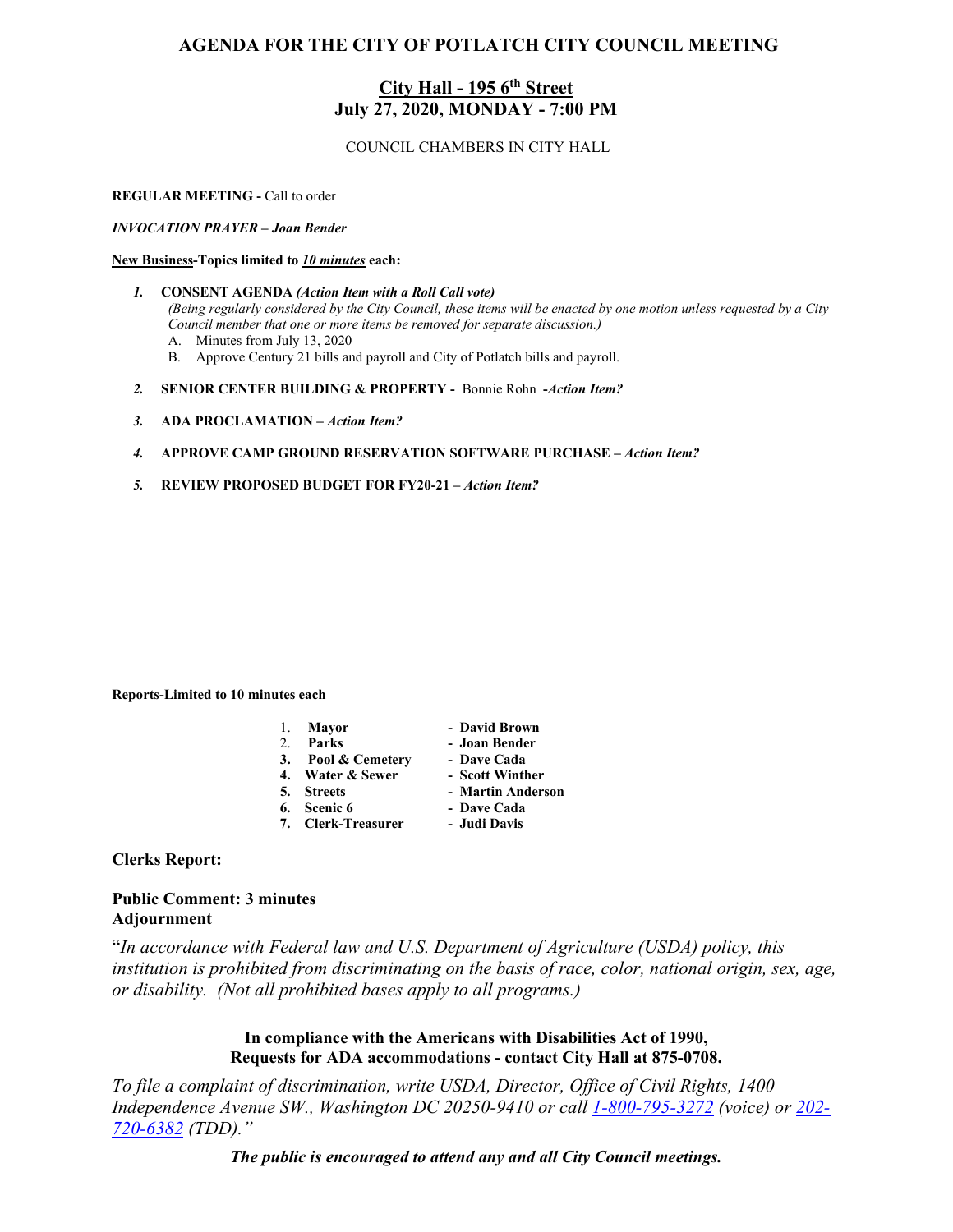# AGENDA FOR THE CITY OF POTLATCH CITY COUNCIL MEETING

## City Hall - 195 6th Street
## July 27, 2020, MONDAY - 7:00 PM

COUNCIL CHAMBERS IN CITY HALL

**REGULAR MEETING -** Call to order

***INVOCATION PRAYER – Joan Bender***

**New Business-Topics limited to *10 minutes* each:**

1. **CONSENT AGENDA *(Action Item with a Roll Call vote)***
   *(Being regularly considered by the City Council, these items will be enacted by one motion unless requested by a City Council member that one or more items be removed for separate discussion.)*
   A. Minutes from July 13, 2020
   B. Approve Century 21 bills and payroll and City of Potlatch bills and payroll.

2. **SENIOR CENTER BUILDING & PROPERTY -** Bonnie Rohn **-*Action Item?***

3. **ADA PROCLAMATION – *Action Item?***

4. **APPROVE CAMP GROUND RESERVATION SOFTWARE PURCHASE – *Action Item?***

5. **REVIEW PROPOSED BUDGET FOR FY20-21 – *Action Item?***

**Reports-Limited to 10 minutes each**

1. **Mayor** - **David Brown**
2. **Parks** - **Joan Bender**
3. **Pool & Cemetery** - **Dave Cada**
4. **Water & Sewer** - **Scott Winther**
5. **Streets** - **Martin Anderson**
6. **Scenic 6** - **Dave Cada**
7. **Clerk-Treasurer** - **Judi Davis**

**Clerks Report:**

**Public Comment: 3 minutes**
**Adjournment**

"*In accordance with Federal law and U.S. Department of Agriculture (USDA) policy, this institution is prohibited from discriminating on the basis of race, color, national origin, sex, age, or disability. (Not all prohibited bases apply to all programs.)*

**In compliance with the Americans with Disabilities Act of 1990,**
**Requests for ADA accommodations - contact City Hall at 875-0708.**

*To file a complaint of discrimination, write USDA, Director, Office of Civil Rights, 1400 Independence Avenue SW., Washington DC 20250-9410 or call 1-800-795-3272 (voice) or 202-720-6382 (TDD)."*

***The public is encouraged to attend any and all City Council meetings.***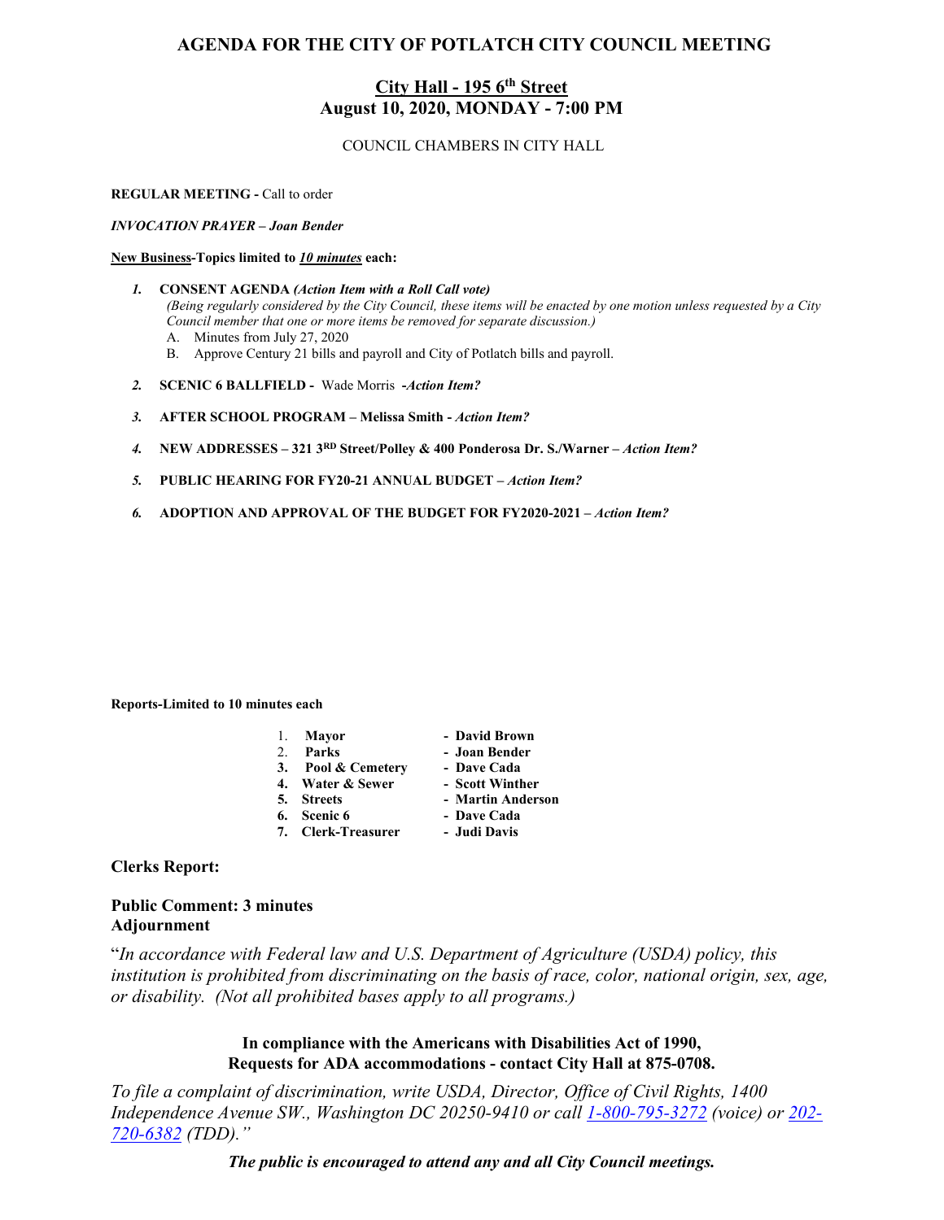# AGENDA FOR THE CITY OF POTLATCH CITY COUNCIL MEETING

## City Hall - 195 6th Street
## August 10, 2020, MONDAY - 7:00 PM

COUNCIL CHAMBERS IN CITY HALL

**REGULAR MEETING -** Call to order

***INVOCATION PRAYER – Joan Bender***

**New Business-Topics limited to *10 minutes* each:**

1. **CONSENT AGENDA *(Action Item with a Roll Call vote)***
   *(Being regularly considered by the City Council, these items will be enacted by one motion unless requested by a City Council member that one or more items be removed for separate discussion.)*
   A. Minutes from July 27, 2020
   B. Approve Century 21 bills and payroll and City of Potlatch bills and payroll.

2. **SCENIC 6 BALLFIELD -** Wade Morris **-*Action Item?***

3. **AFTER SCHOOL PROGRAM – Melissa Smith - *Action Item?***

4. **NEW ADDRESSES – 321 3RD Street/Polley & 400 Ponderosa Dr. S./Warner – *Action Item?***

5. **PUBLIC HEARING FOR FY20-21 ANNUAL BUDGET – *Action Item?***

6. **ADOPTION AND APPROVAL OF THE BUDGET FOR FY2020-2021 – *Action Item?***

**Reports-Limited to 10 minutes each**

1. **Mayor** - **David Brown**
2. **Parks** - **Joan Bender**
3. **Pool & Cemetery** - **Dave Cada**
4. **Water & Sewer** - **Scott Winther**
5. **Streets** - **Martin Anderson**
6. **Scenic 6** - **Dave Cada**
7. **Clerk-Treasurer** - **Judi Davis**

**Clerks Report:**

**Public Comment: 3 minutes**
**Adjournment**

"*In accordance with Federal law and U.S. Department of Agriculture (USDA) policy, this institution is prohibited from discriminating on the basis of race, color, national origin, sex, age, or disability. (Not all prohibited bases apply to all programs.)*

**In compliance with the Americans with Disabilities Act of 1990,
Requests for ADA accommodations - contact City Hall at 875-0708.**

*To file a complaint of discrimination, write USDA, Director, Office of Civil Rights, 1400 Independence Avenue SW., Washington DC 20250-9410 or call 1-800-795-3272 (voice) or 202-720-6382 (TDD)."*

***The public is encouraged to attend any and all City Council meetings.***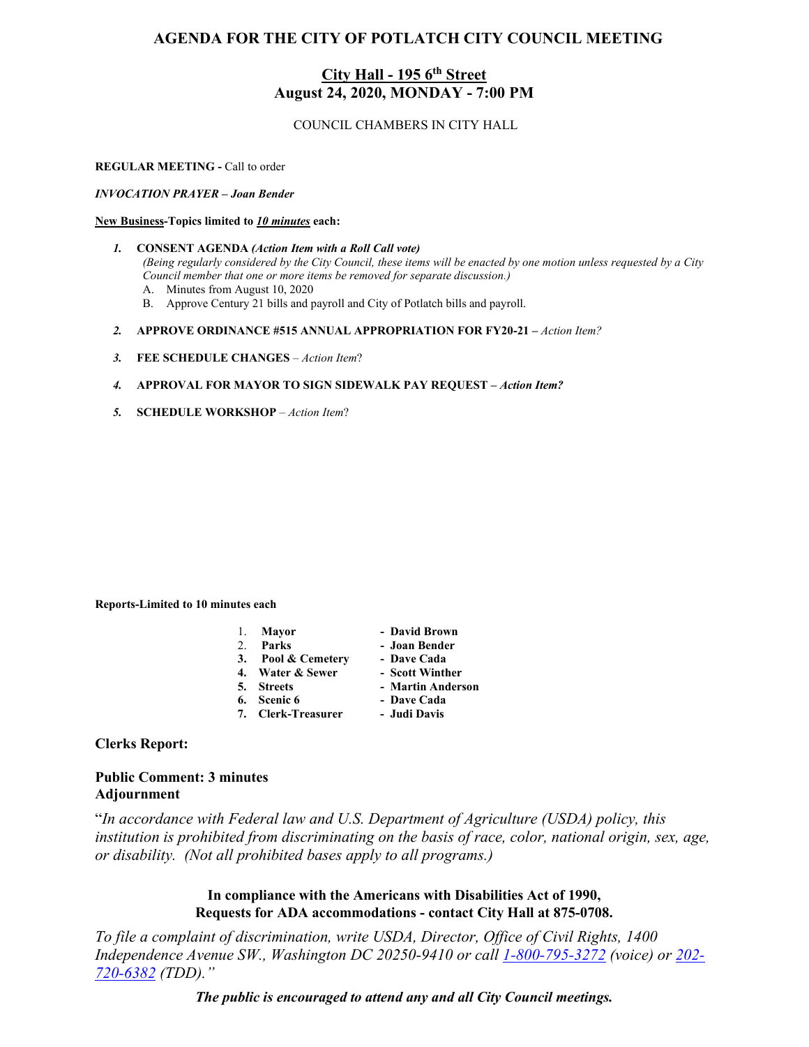# AGENDA FOR THE CITY OF POTLATCH CITY COUNCIL MEETING

## City Hall - 195 6th Street
## August 24, 2020, MONDAY - 7:00 PM

COUNCIL CHAMBERS IN CITY HALL

**REGULAR MEETING -** Call to order

***INVOCATION PRAYER – Joan Bender***

**New Business-Topics limited to *10 minutes* each:**

1. **CONSENT AGENDA *(Action Item with a Roll Call vote)***
   *(Being regularly considered by the City Council, these items will be enacted by one motion unless requested by a City Council member that one or more items be removed for separate discussion.)*
   A. Minutes from August 10, 2020
   B. Approve Century 21 bills and payroll and City of Potlatch bills and payroll.

2. **APPROVE ORDINANCE #515 ANNUAL APPROPRIATION FOR FY20-21 –** *Action Item?*

3. **FEE SCHEDULE CHANGES** – *Action Item*?

4. **APPROVAL FOR MAYOR TO SIGN SIDEWALK PAY REQUEST – *Action Item?***

5. **SCHEDULE WORKSHOP** – *Action Item*?

**Reports-Limited to 10 minutes each**

1. **Mayor** - **David Brown**
2. **Parks** - **Joan Bender**
3. **Pool & Cemetery** - **Dave Cada**
4. **Water & Sewer** - **Scott Winther**
5. **Streets** - **Martin Anderson**
6. **Scenic 6** - **Dave Cada**
7. **Clerk-Treasurer** - **Judi Davis**

**Clerks Report:**

**Public Comment: 3 minutes**
**Adjournment**

"*In accordance with Federal law and U.S. Department of Agriculture (USDA) policy, this institution is prohibited from discriminating on the basis of race, color, national origin, sex, age, or disability. (Not all prohibited bases apply to all programs.)*

**In compliance with the Americans with Disabilities Act of 1990, Requests for ADA accommodations - contact City Hall at 875-0708.**

*To file a complaint of discrimination, write USDA, Director, Office of Civil Rights, 1400 Independence Avenue SW., Washington DC 20250-9410 or call 1-800-795-3272 (voice) or 202-720-6382 (TDD)."*

***The public is encouraged to attend any and all City Council meetings.***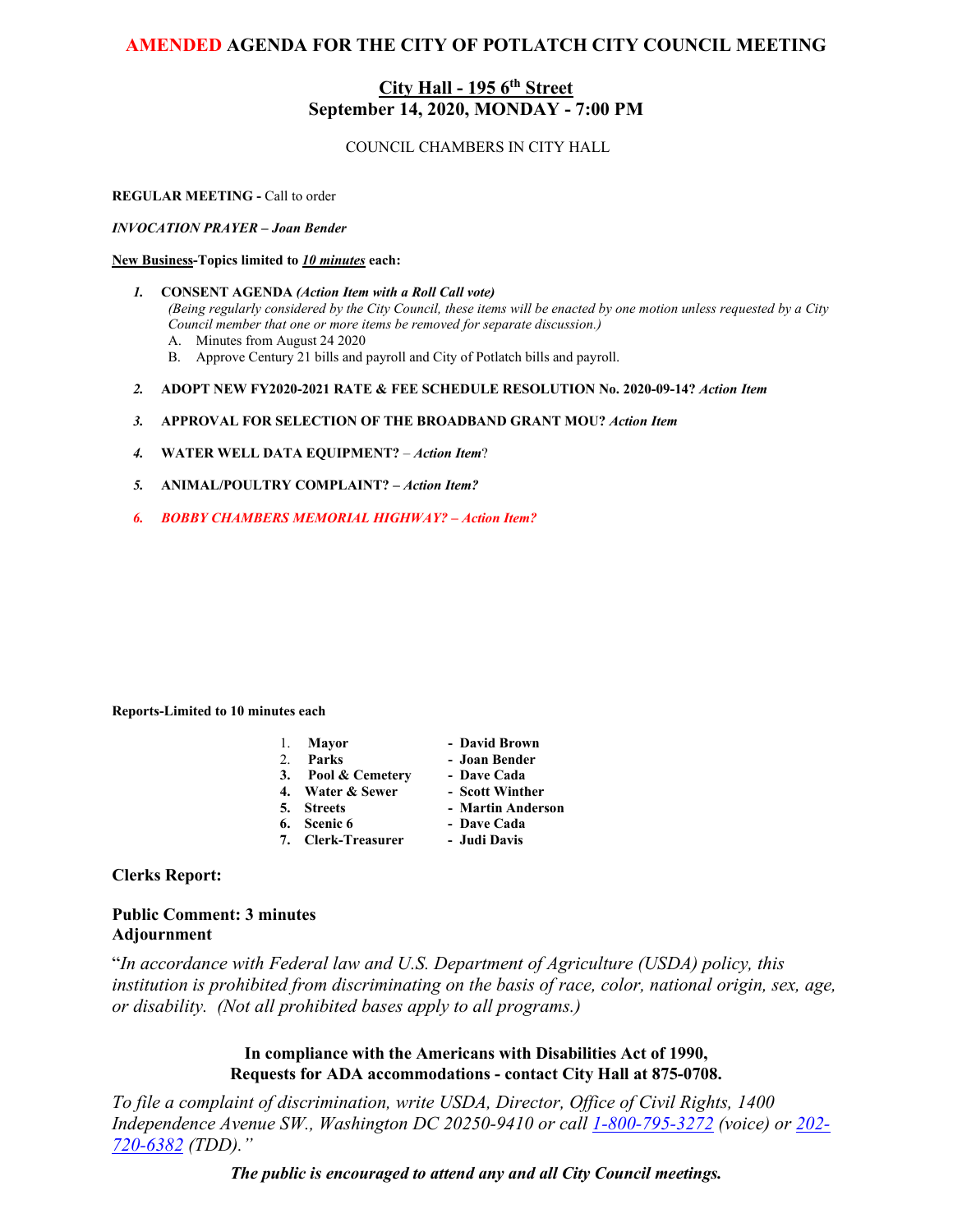# AMENDED AGENDA FOR THE CITY OF POTLATCH CITY COUNCIL MEETING

## City Hall - 195 6th Street
## September 14, 2020, MONDAY - 7:00 PM

COUNCIL CHAMBERS IN CITY HALL

**REGULAR MEETING -** Call to order

***INVOCATION PRAYER – Joan Bender***

**New Business-Topics limited to *10 minutes* each:**

1. **CONSENT AGENDA *(Action Item with a Roll Call vote)***
   *(Being regularly considered by the City Council, these items will be enacted by one motion unless requested by a City Council member that one or more items be removed for separate discussion.)*
   A. Minutes from August 24 2020
   B. Approve Century 21 bills and payroll and City of Potlatch bills and payroll.
2. **ADOPT NEW FY2020-2021 RATE & FEE SCHEDULE RESOLUTION No. 2020-09-14? *Action Item***
3. **APPROVAL FOR SELECTION OF THE BROADBAND GRANT MOU? *Action Item***
4. **WATER WELL DATA EQUIPMENT?** – ***Action Item***?
5. **ANIMAL/POULTRY COMPLAINT? – *Action Item?***
6. ***BOBBY CHAMBERS MEMORIAL HIGHWAY? – Action Item?***

**Reports-Limited to 10 minutes each**

1. **Mayor** - **David Brown**
2. **Parks** - **Joan Bender**
3. **Pool & Cemetery** - **Dave Cada**
4. **Water & Sewer** - **Scott Winther**
5. **Streets** - **Martin Anderson**
6. **Scenic 6** - **Dave Cada**
7. **Clerk-Treasurer** - **Judi Davis**

**Clerks Report:**

**Public Comment: 3 minutes**
**Adjournment**

"*In accordance with Federal law and U.S. Department of Agriculture (USDA) policy, this institution is prohibited from discriminating on the basis of race, color, national origin, sex, age, or disability. (Not all prohibited bases apply to all programs.)*

**In compliance with the Americans with Disabilities Act of 1990,**
**Requests for ADA accommodations - contact City Hall at 875-0708.**

*To file a complaint of discrimination, write USDA, Director, Office of Civil Rights, 1400 Independence Avenue SW., Washington DC 20250-9410 or call 1-800-795-3272 (voice) or 202-720-6382 (TDD)."*

***The public is encouraged to attend any and all City Council meetings.***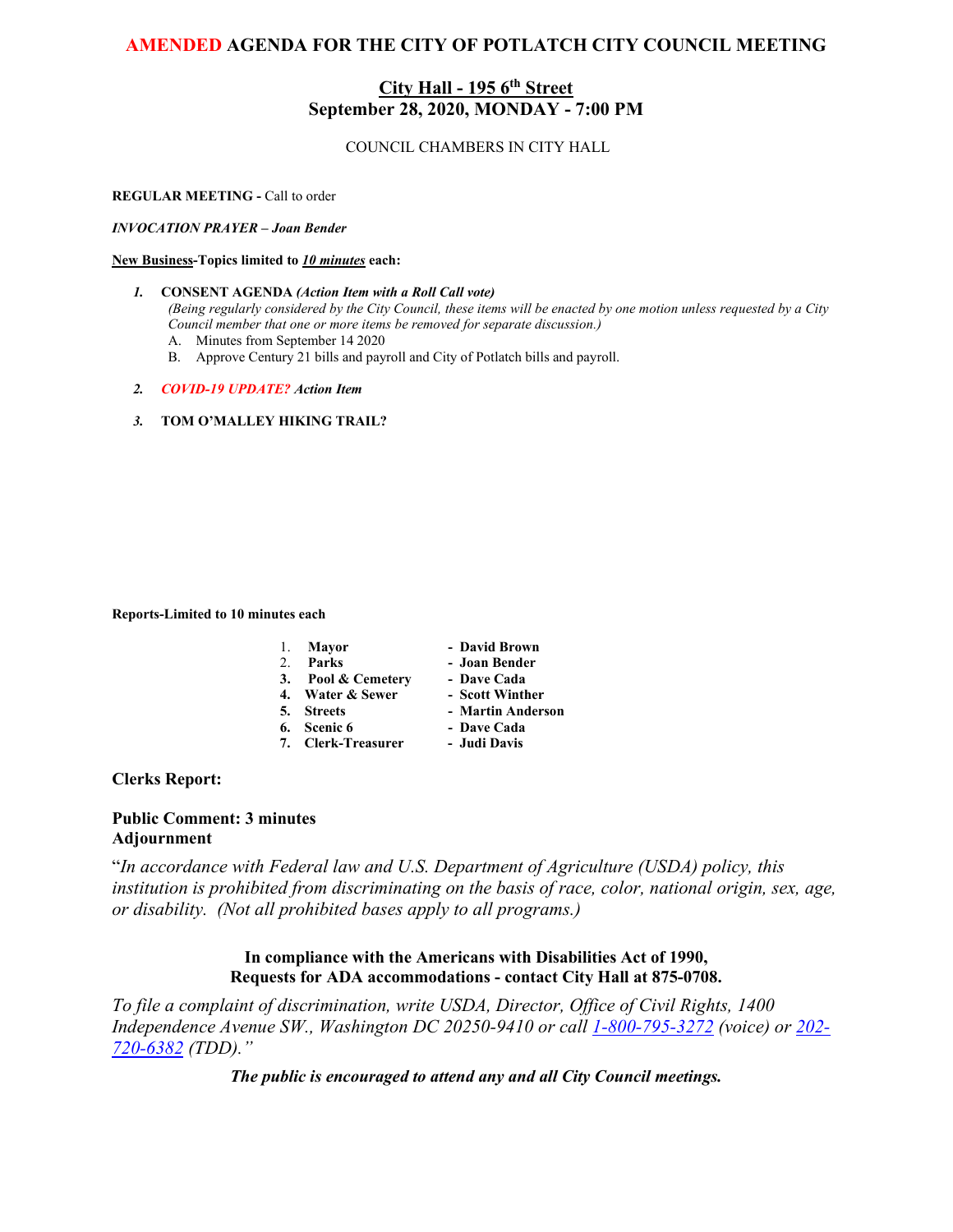# AMENDED AGENDA FOR THE CITY OF POTLATCH CITY COUNCIL MEETING

## City Hall - 195 6th Street
## September 28, 2020, MONDAY - 7:00 PM

COUNCIL CHAMBERS IN CITY HALL

**REGULAR MEETING -** Call to order

***INVOCATION PRAYER – Joan Bender***

**New Business-Topics limited to *10 minutes* each:**

1. **CONSENT AGENDA *(Action Item with a Roll Call vote)***
   *(Being regularly considered by the City Council, these items will be enacted by one motion unless requested by a City Council member that one or more items be removed for separate discussion.)*
   A. Minutes from September 14 2020
   B. Approve Century 21 bills and payroll and City of Potlatch bills and payroll.

2. ***COVID-19 UPDATE? Action Item***

3. **TOM O'MALLEY HIKING TRAIL?**

**Reports-Limited to 10 minutes each**

1. **Mayor** - **David Brown**
2. **Parks** - **Joan Bender**
3. **Pool & Cemetery** - **Dave Cada**
4. **Water & Sewer** - **Scott Winther**
5. **Streets** - **Martin Anderson**
6. **Scenic 6** - **Dave Cada**
7. **Clerk-Treasurer** - **Judi Davis**

**Clerks Report:**

**Public Comment: 3 minutes**
**Adjournment**

"*In accordance with Federal law and U.S. Department of Agriculture (USDA) policy, this institution is prohibited from discriminating on the basis of race, color, national origin, sex, age, or disability. (Not all prohibited bases apply to all programs.)*

**In compliance with the Americans with Disabilities Act of 1990,**
**Requests for ADA accommodations - contact City Hall at 875-0708.**

*To file a complaint of discrimination, write USDA, Director, Office of Civil Rights, 1400 Independence Avenue SW., Washington DC 20250-9410 or call 1-800-795-3272 (voice) or 202-720-6382 (TDD)."*

***The public is encouraged to attend any and all City Council meetings.***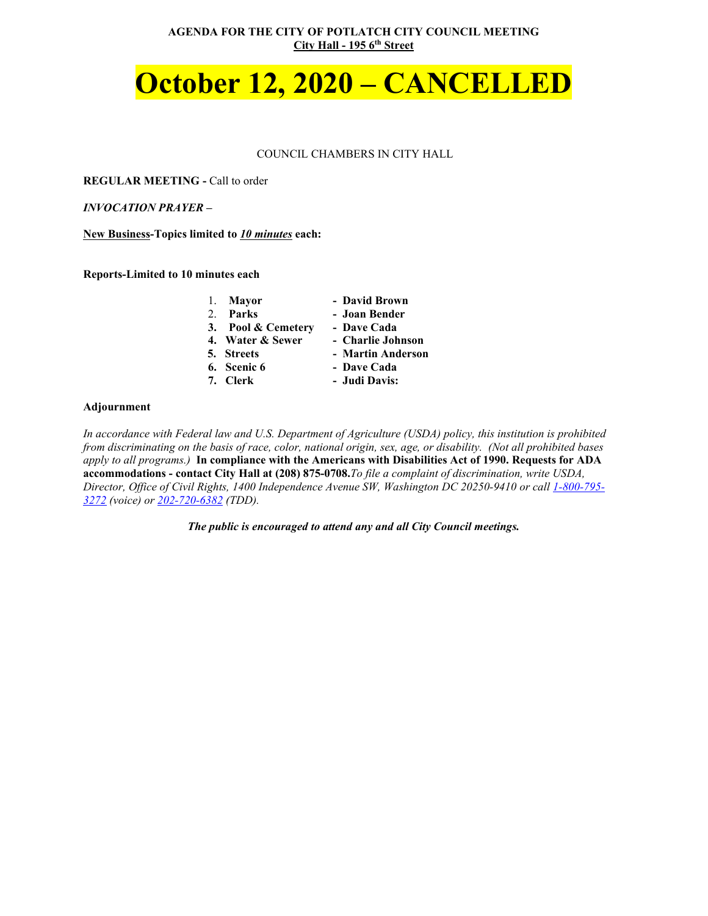**AGENDA FOR THE CITY OF POTLATCH CITY COUNCIL MEETING**
**City Hall - 195 6th Street**

# October 12, 2020 – CANCELLED

COUNCIL CHAMBERS IN CITY HALL

**REGULAR MEETING -** Call to order

***INVOCATION PRAYER –***

**New Business-Topics limited to *10 minutes* each:**

**Reports-Limited to 10 minutes each**

1. **Mayor** - **David Brown**
2. **Parks** - **Joan Bender**
3. **Pool & Cemetery** - **Dave Cada**
4. **Water & Sewer** - **Charlie Johnson**
5. **Streets** - **Martin Anderson**
6. **Scenic 6** - **Dave Cada**
7. **Clerk** - **Judi Davis:**

**Adjournment**

*In accordance with Federal law and U.S. Department of Agriculture (USDA) policy, this institution is prohibited from discriminating on the basis of race, color, national origin, sex, age, or disability. (Not all prohibited bases apply to all programs.)* **In compliance with the Americans with Disabilities Act of 1990. Requests for ADA accommodations - contact City Hall at (208) 875-0708.***To file a complaint of discrimination, write USDA, Director, Office of Civil Rights, 1400 Independence Avenue SW, Washington DC 20250-9410 or call 1-800-795-3272 (voice) or 202-720-6382 (TDD).*

***The public is encouraged to attend any and all City Council meetings.***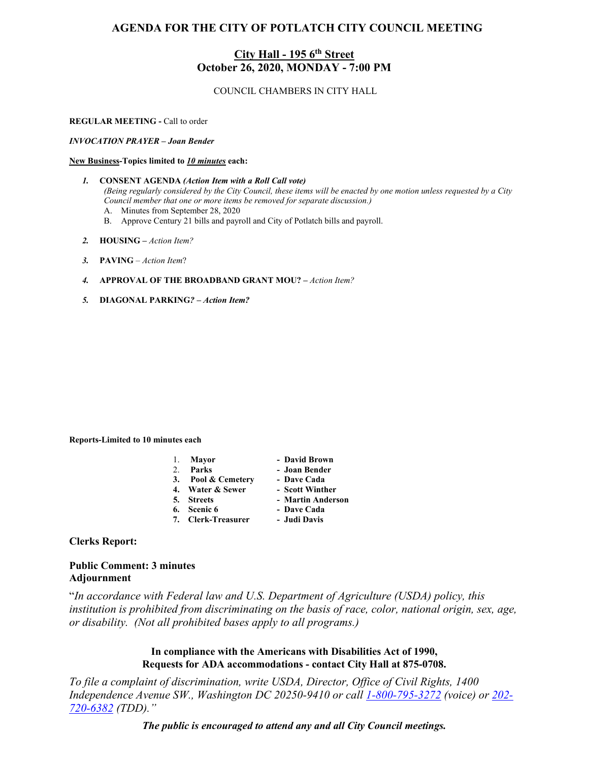# AGENDA FOR THE CITY OF POTLATCH CITY COUNCIL MEETING

## City Hall - 195 6th Street
## October 26, 2020, MONDAY - 7:00 PM

COUNCIL CHAMBERS IN CITY HALL

**REGULAR MEETING -** Call to order

***INVOCATION PRAYER – Joan Bender***

**New Business-Topics limited to *10 minutes* each:**

1. **CONSENT AGENDA *(Action Item with a Roll Call vote)***
   *(Being regularly considered by the City Council, these items will be enacted by one motion unless requested by a City Council member that one or more items be removed for separate discussion.)*
   A. Minutes from September 28, 2020
   B. Approve Century 21 bills and payroll and City of Potlatch bills and payroll.

2. **HOUSING –** *Action Item?*

3. **PAVING** – *Action Item?*

4. **APPROVAL OF THE BROADBAND GRANT MOU? –** *Action Item?*

5. **DIAGONAL PARKING*? – Action Item?***

**Reports-Limited to 10 minutes each**

1. **Mayor** - **David Brown**
2. **Parks** - **Joan Bender**
3. **Pool & Cemetery** - **Dave Cada**
4. **Water & Sewer** - **Scott Winther**
5. **Streets** - **Martin Anderson**
6. **Scenic 6** - **Dave Cada**
7. **Clerk-Treasurer** - **Judi Davis**

**Clerks Report:**

**Public Comment: 3 minutes**
**Adjournment**

"*In accordance with Federal law and U.S. Department of Agriculture (USDA) policy, this institution is prohibited from discriminating on the basis of race, color, national origin, sex, age, or disability. (Not all prohibited bases apply to all programs.)*

**In compliance with the Americans with Disabilities Act of 1990,**
**Requests for ADA accommodations - contact City Hall at 875-0708.**

*To file a complaint of discrimination, write USDA, Director, Office of Civil Rights, 1400 Independence Avenue SW., Washington DC 20250-9410 or call 1-800-795-3272 (voice) or 202-720-6382 (TDD)."*

***The public is encouraged to attend any and all City Council meetings.***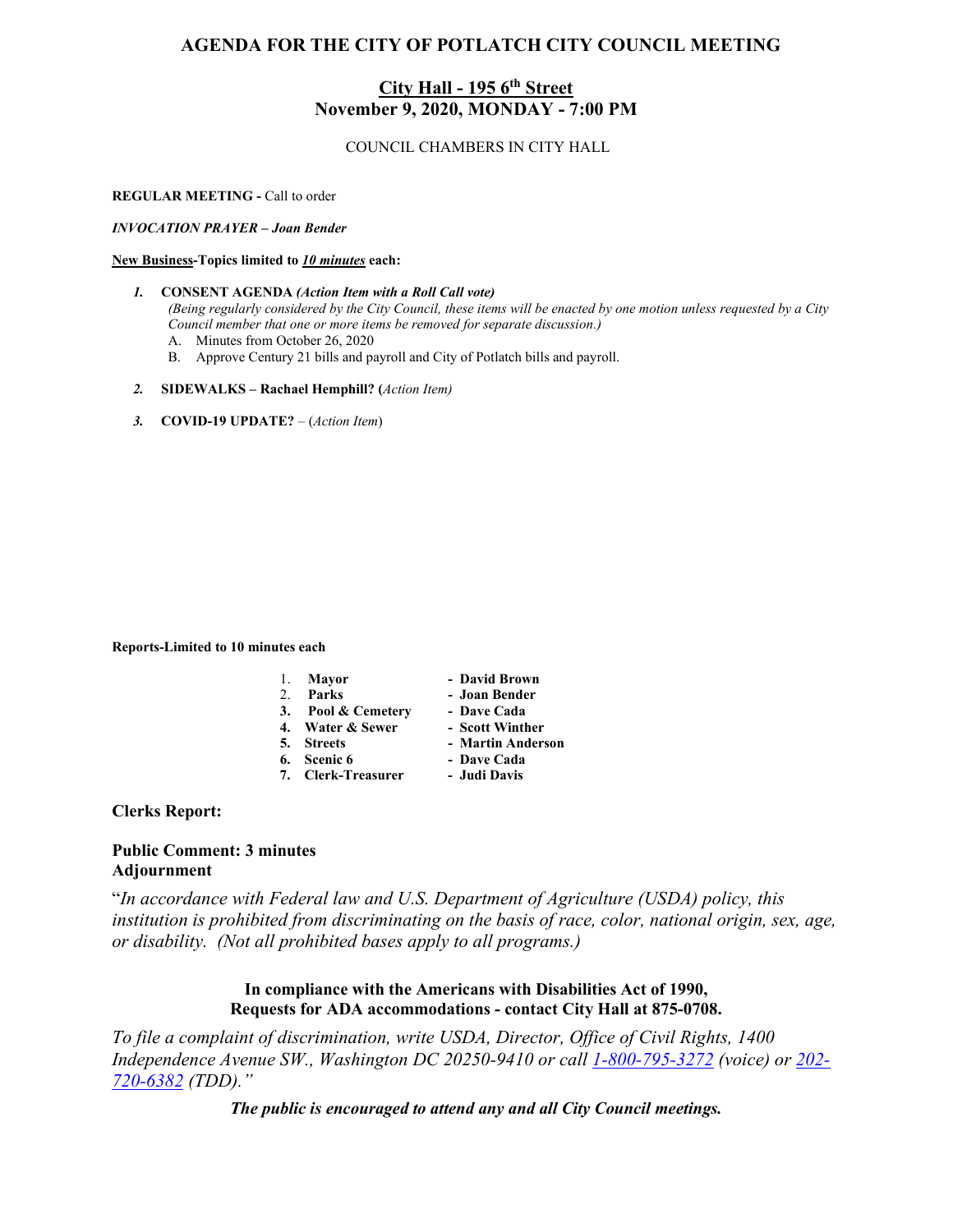# AGENDA FOR THE CITY OF POTLATCH CITY COUNCIL MEETING

## City Hall - 195 6th Street
## November 9, 2020, MONDAY - 7:00 PM

COUNCIL CHAMBERS IN CITY HALL

**REGULAR MEETING -** Call to order

***INVOCATION PRAYER – Joan Bender***

**New Business-Topics limited to *10 minutes* each:**

1. **CONSENT AGENDA *(Action Item with a Roll Call vote)***
   *(Being regularly considered by the City Council, these items will be enacted by one motion unless requested by a City Council member that one or more items be removed for separate discussion.)*
   A. Minutes from October 26, 2020
   B. Approve Century 21 bills and payroll and City of Potlatch bills and payroll.

2. **SIDEWALKS – Rachael Hemphill? (***Action Item***)**

3. **COVID-19 UPDATE?** – (*Action Item*)

**Reports-Limited to 10 minutes each**

1. **Mayor** - **David Brown**
2. **Parks** - **Joan Bender**
3. **Pool & Cemetery** - **Dave Cada**
4. **Water & Sewer** - **Scott Winther**
5. **Streets** - **Martin Anderson**
6. **Scenic 6** - **Dave Cada**
7. **Clerk-Treasurer** - **Judi Davis**

**Clerks Report:**

**Public Comment: 3 minutes**
**Adjournment**

"*In accordance with Federal law and U.S. Department of Agriculture (USDA) policy, this institution is prohibited from discriminating on the basis of race, color, national origin, sex, age, or disability. (Not all prohibited bases apply to all programs.)*

**In compliance with the Americans with Disabilities Act of 1990, Requests for ADA accommodations - contact City Hall at 875-0708.**

*To file a complaint of discrimination, write USDA, Director, Office of Civil Rights, 1400 Independence Avenue SW., Washington DC 20250-9410 or call 1-800-795-3272 (voice) or 202-720-6382 (TDD)."*

***The public is encouraged to attend any and all City Council meetings.***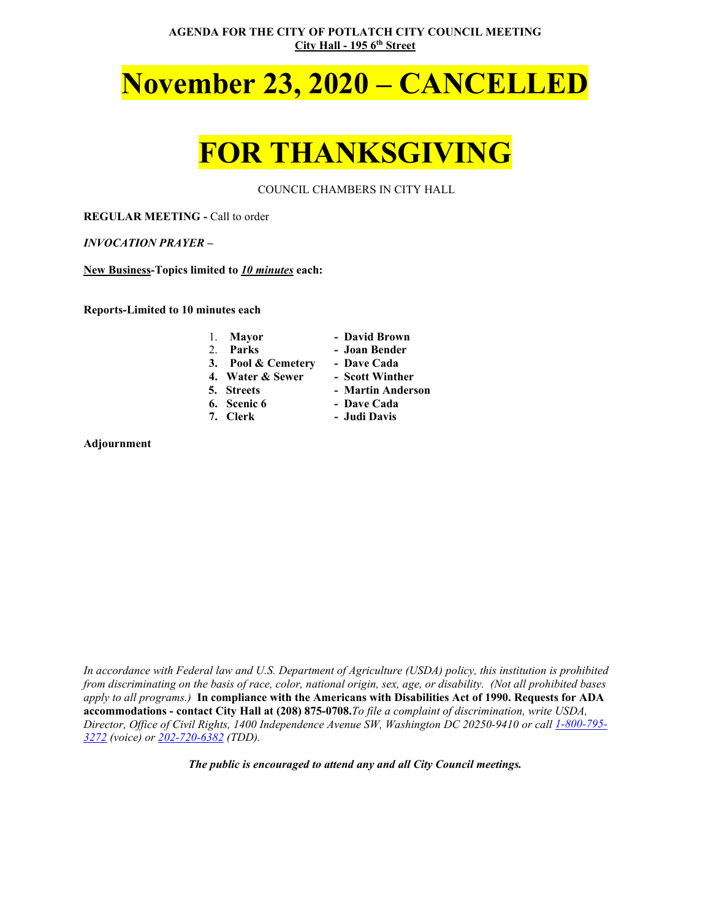**AGENDA FOR THE CITY OF POTLATCH CITY COUNCIL MEETING**
**City Hall - 195 6th Street**

# November 23, 2020 – CANCELLED

# FOR THANKSGIVING

COUNCIL CHAMBERS IN CITY HALL

**REGULAR MEETING -** Call to order

***INVOCATION PRAYER –***

**New Business-Topics limited to *10 minutes* each:**

**Reports-Limited to 10 minutes each**

1. **Mayor** - **David Brown**
2. **Parks** - **Joan Bender**
3. **Pool & Cemetery** - **Dave Cada**
4. **Water & Sewer** - **Scott Winther**
5. **Streets** - **Martin Anderson**
6. **Scenic 6** - **Dave Cada**
7. **Clerk** - **Judi Davis**

**Adjournment**

*In accordance with Federal law and U.S. Department of Agriculture (USDA) policy, this institution is prohibited from discriminating on the basis of race, color, national origin, sex, age, or disability. (Not all prohibited bases apply to all programs.)* **In compliance with the Americans with Disabilities Act of 1990. Requests for ADA accommodations - contact City Hall at (208) 875-0708.** *To file a complaint of discrimination, write USDA, Director, Office of Civil Rights, 1400 Independence Avenue SW, Washington DC 20250-9410 or call 1-800-795-3272 (voice) or 202-720-6382 (TDD).*

***The public is encouraged to attend any and all City Council meetings.***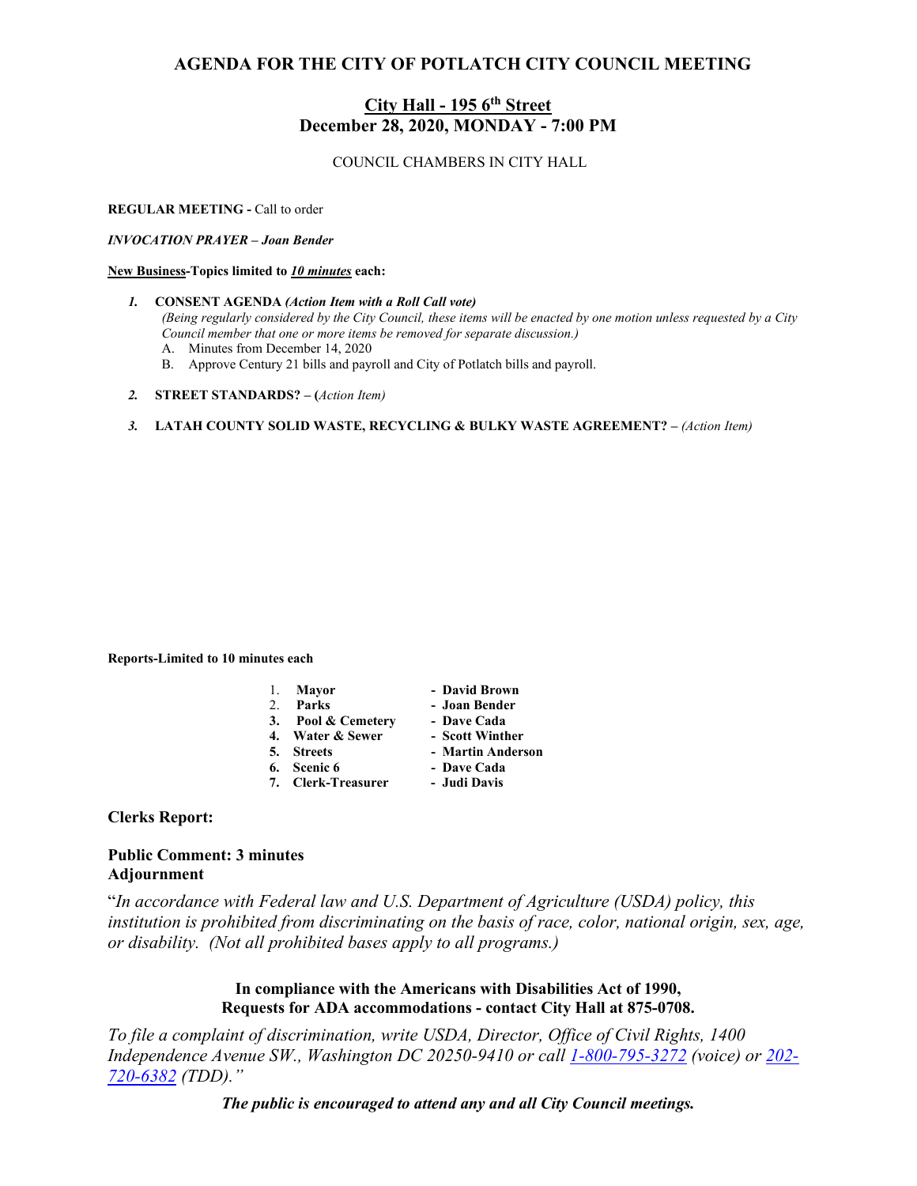# AGENDA FOR THE CITY OF POTLATCH CITY COUNCIL MEETING

## City Hall - 195 6th Street
## December 28, 2020, MONDAY - 7:00 PM

COUNCIL CHAMBERS IN CITY HALL

**REGULAR MEETING -** Call to order

***INVOCATION PRAYER – Joan Bender***

**New Business-Topics limited to *10 minutes* each:**

1. **CONSENT AGENDA *(Action Item with a Roll Call vote)***
   *(Being regularly considered by the City Council, these items will be enacted by one motion unless requested by a City Council member that one or more items be removed for separate discussion.)*
   A. Minutes from December 14, 2020
   B. Approve Century 21 bills and payroll and City of Potlatch bills and payroll.

2. **STREET STANDARDS? – (***Action Item)*

3. **LATAH COUNTY SOLID WASTE, RECYCLING & BULKY WASTE AGREEMENT? –** *(Action Item)*

**Reports-Limited to 10 minutes each**

1. **Mayor** - **David Brown**
2. **Parks** - **Joan Bender**
3. **Pool & Cemetery** - **Dave Cada**
4. **Water & Sewer** - **Scott Winther**
5. **Streets** - **Martin Anderson**
6. **Scenic 6** - **Dave Cada**
7. **Clerk-Treasurer** - **Judi Davis**

**Clerks Report:**

**Public Comment: 3 minutes**
**Adjournment**

"*In accordance with Federal law and U.S. Department of Agriculture (USDA) policy, this institution is prohibited from discriminating on the basis of race, color, national origin, sex, age, or disability. (Not all prohibited bases apply to all programs.)*

**In compliance with the Americans with Disabilities Act of 1990, Requests for ADA accommodations - contact City Hall at 875-0708.**

*To file a complaint of discrimination, write USDA, Director, Office of Civil Rights, 1400 Independence Avenue SW., Washington DC 20250-9410 or call 1-800-795-3272 (voice) or 202-720-6382 (TDD)."*

***The public is encouraged to attend any and all City Council meetings.***